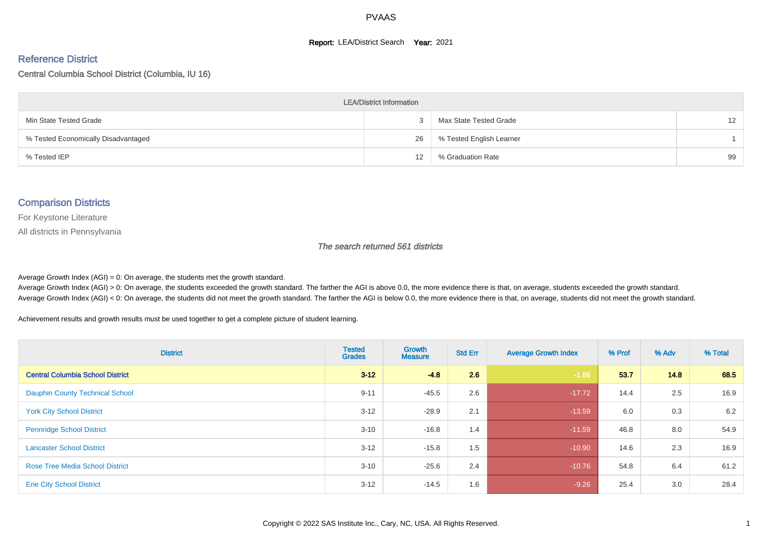PVAAS

**Report:** LEA/District Search **Year:** 2021

## Reference District

### Central Columbia School District (Columbia, IU 16)

| LEA/District Information | | | |
|---|---|---|---|
| Min State Tested Grade | 3 | Max State Tested Grade | 12 |
| % Tested Economically Disadvantaged | 26 | % Tested English Learner | 1 |
| % Tested IEP | 12 | % Graduation Rate | 99 |

## Comparison Districts

For Keystone Literature

All districts in Pennsylvania

*The search returned 561 districts*

Average Growth Index (AGI) = 0: On average, the students met the growth standard.
Average Growth Index (AGI) > 0: On average, the students exceeded the growth standard. The farther the AGI is above 0.0, the more evidence there is that, on average, students exceeded the growth standard.
Average Growth Index (AGI) < 0: On average, the students did not meet the growth standard. The farther the AGI is below 0.0, the more evidence there is that, on average, students did not meet the growth standard.

Achievement results and growth results must be used together to get a complete picture of student learning.

| District | Tested Grades | Growth Measure | Std Err | Average Growth Index | % Prof | % Adv | % Total |
|---|---|---|---|---|---|---|---|
| **Central Columbia School District** | **3-12** | **-4.8** | **2.6** | **-1.86** | **53.7** | **14.8** | **68.5** |
| Dauphin County Technical School | 9-11 | -45.5 | 2.6 | -17.72 | 14.4 | 2.5 | 16.9 |
| York City School District | 3-12 | -28.9 | 2.1 | -13.59 | 6.0 | 0.3 | 6.2 |
| Pennridge School District | 3-10 | -16.8 | 1.4 | -11.59 | 46.8 | 8.0 | 54.9 |
| Lancaster School District | 3-12 | -15.8 | 1.5 | -10.90 | 14.6 | 2.3 | 16.9 |
| Rose Tree Media School District | 3-10 | -25.6 | 2.4 | -10.76 | 54.8 | 6.4 | 61.2 |
| Erie City School District | 3-12 | -14.5 | 1.6 | -9.26 | 25.4 | 3.0 | 28.4 |

Copyright © 2022 SAS Institute Inc., Cary, NC, USA. All Rights Reserved.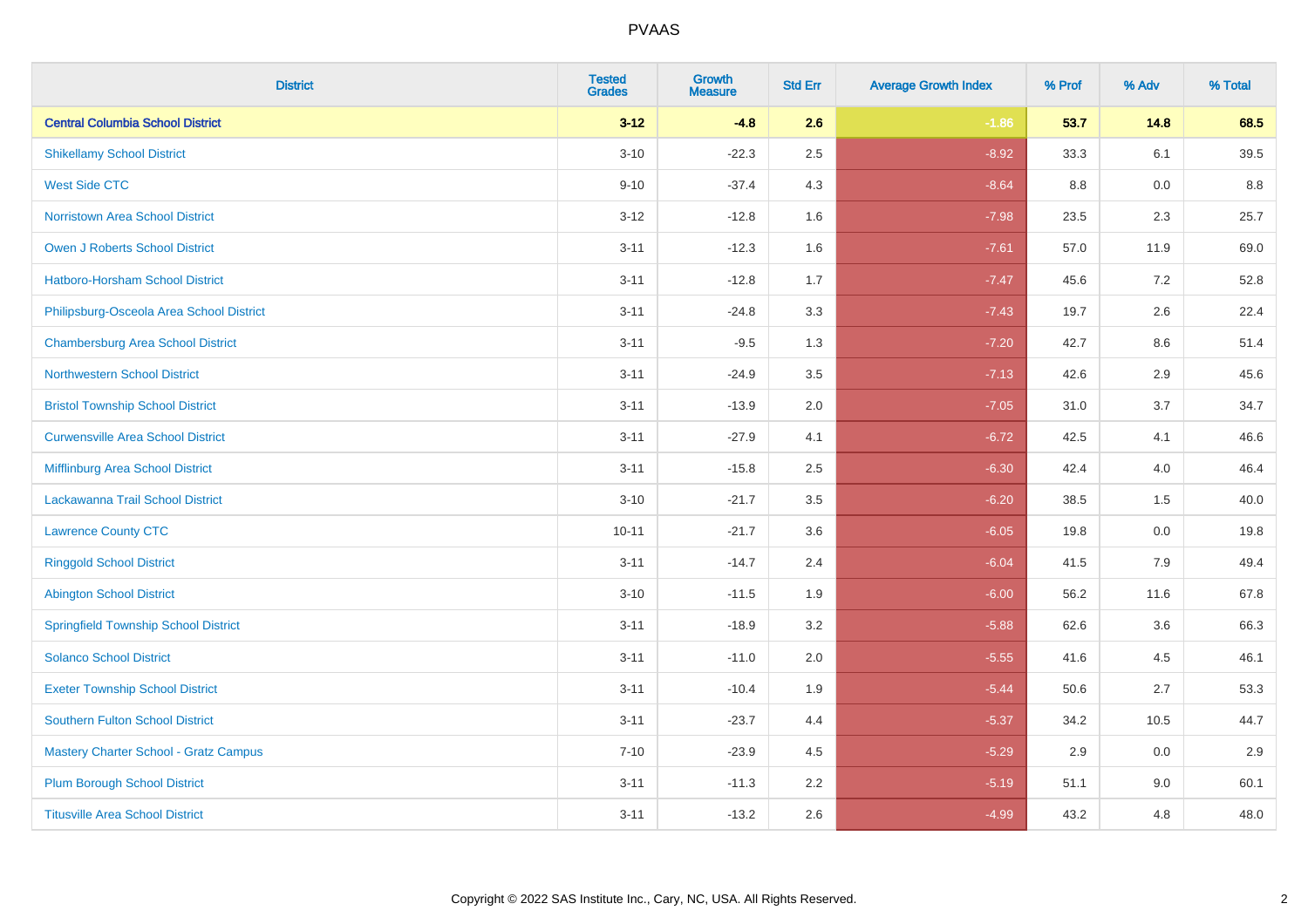PVAAS

| District | Tested Grades | Growth Measure | Std Err | Average Growth Index | % Prof | % Adv | % Total |
|---|---|---|---|---|---|---|---|
| **Central Columbia School District** | **3-12** | **-4.8** | **2.6** | **-1.86** | **53.7** | **14.8** | **68.5** |
| Shikellamy School District | 3-10 | -22.3 | 2.5 | -8.92 | 33.3 | 6.1 | 39.5 |
| West Side CTC | 9-10 | -37.4 | 4.3 | -8.64 | 8.8 | 0.0 | 8.8 |
| Norristown Area School District | 3-12 | -12.8 | 1.6 | -7.98 | 23.5 | 2.3 | 25.7 |
| Owen J Roberts School District | 3-11 | -12.3 | 1.6 | -7.61 | 57.0 | 11.9 | 69.0 |
| Hatboro-Horsham School District | 3-11 | -12.8 | 1.7 | -7.47 | 45.6 | 7.2 | 52.8 |
| Philipsburg-Osceola Area School District | 3-11 | -24.8 | 3.3 | -7.43 | 19.7 | 2.6 | 22.4 |
| Chambersburg Area School District | 3-11 | -9.5 | 1.3 | -7.20 | 42.7 | 8.6 | 51.4 |
| Northwestern School District | 3-11 | -24.9 | 3.5 | -7.13 | 42.6 | 2.9 | 45.6 |
| Bristol Township School District | 3-11 | -13.9 | 2.0 | -7.05 | 31.0 | 3.7 | 34.7 |
| Curwensville Area School District | 3-11 | -27.9 | 4.1 | -6.72 | 42.5 | 4.1 | 46.6 |
| Mifflinburg Area School District | 3-11 | -15.8 | 2.5 | -6.30 | 42.4 | 4.0 | 46.4 |
| Lackawanna Trail School District | 3-10 | -21.7 | 3.5 | -6.20 | 38.5 | 1.5 | 40.0 |
| Lawrence County CTC | 10-11 | -21.7 | 3.6 | -6.05 | 19.8 | 0.0 | 19.8 |
| Ringgold School District | 3-11 | -14.7 | 2.4 | -6.04 | 41.5 | 7.9 | 49.4 |
| Abington School District | 3-10 | -11.5 | 1.9 | -6.00 | 56.2 | 11.6 | 67.8 |
| Springfield Township School District | 3-11 | -18.9 | 3.2 | -5.88 | 62.6 | 3.6 | 66.3 |
| Solanco School District | 3-11 | -11.0 | 2.0 | -5.55 | 41.6 | 4.5 | 46.1 |
| Exeter Township School District | 3-11 | -10.4 | 1.9 | -5.44 | 50.6 | 2.7 | 53.3 |
| Southern Fulton School District | 3-11 | -23.7 | 4.4 | -5.37 | 34.2 | 10.5 | 44.7 |
| Mastery Charter School - Gratz Campus | 7-10 | -23.9 | 4.5 | -5.29 | 2.9 | 0.0 | 2.9 |
| Plum Borough School District | 3-11 | -11.3 | 2.2 | -5.19 | 51.1 | 9.0 | 60.1 |
| Titusville Area School District | 3-11 | -13.2 | 2.6 | -4.99 | 43.2 | 4.8 | 48.0 |

Copyright © 2022 SAS Institute Inc., Cary, NC, USA. All Rights Reserved.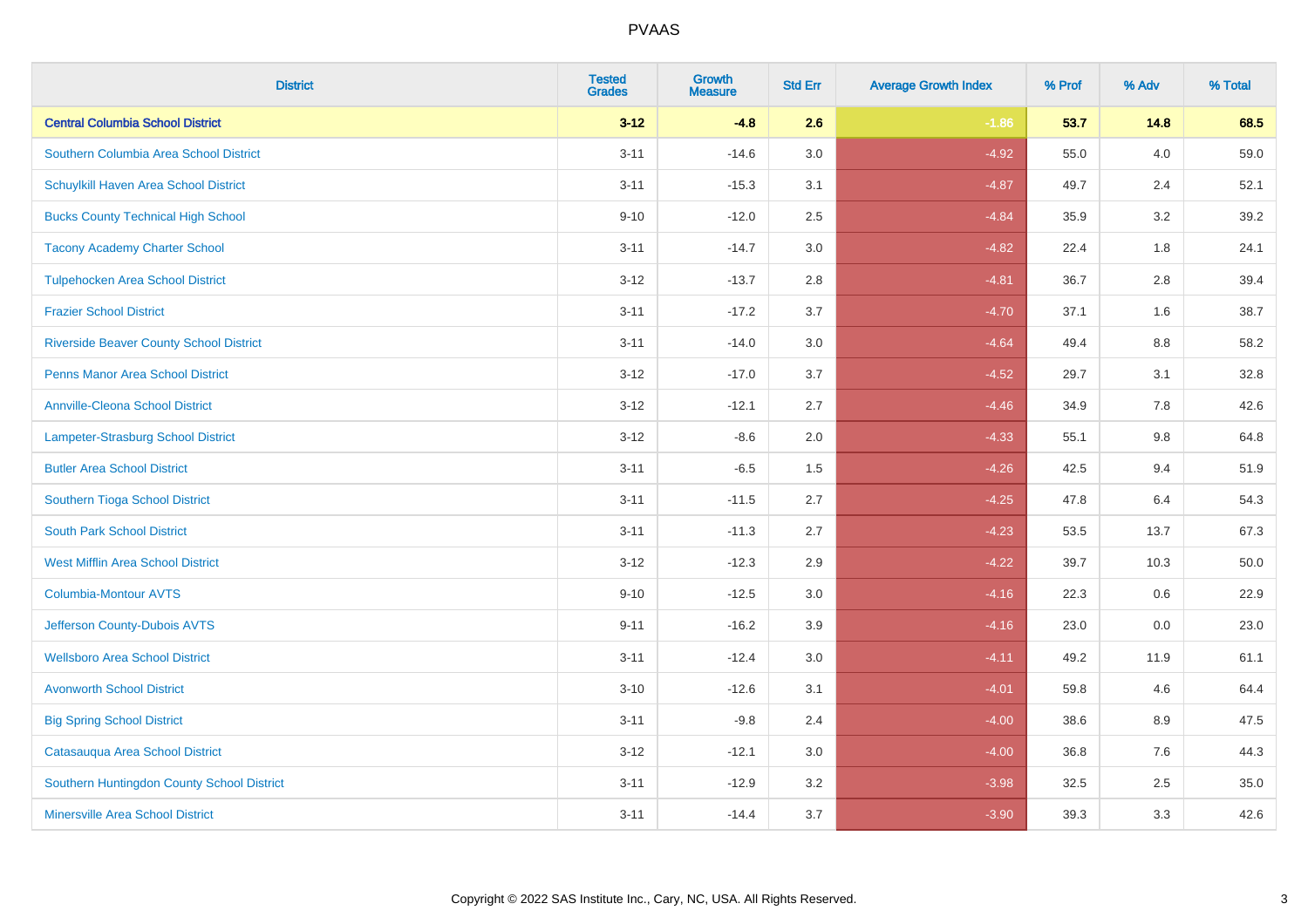# PVAAS

| District | Tested Grades | Growth Measure | Std Err | Average Growth Index | % Prof | % Adv | % Total |
|---|---|---|---|---|---|---|---|
| **Central Columbia School District** | **3-12** | **-4.8** | **2.6** | **-1.86** | **53.7** | **14.8** | **68.5** |
| Southern Columbia Area School District | 3-11 | -14.6 | 3.0 | -4.92 | 55.0 | 4.0 | 59.0 |
| Schuylkill Haven Area School District | 3-11 | -15.3 | 3.1 | -4.87 | 49.7 | 2.4 | 52.1 |
| Bucks County Technical High School | 9-10 | -12.0 | 2.5 | -4.84 | 35.9 | 3.2 | 39.2 |
| Tacony Academy Charter School | 3-11 | -14.7 | 3.0 | -4.82 | 22.4 | 1.8 | 24.1 |
| Tulpehocken Area School District | 3-12 | -13.7 | 2.8 | -4.81 | 36.7 | 2.8 | 39.4 |
| Frazier School District | 3-11 | -17.2 | 3.7 | -4.70 | 37.1 | 1.6 | 38.7 |
| Riverside Beaver County School District | 3-11 | -14.0 | 3.0 | -4.64 | 49.4 | 8.8 | 58.2 |
| Penns Manor Area School District | 3-12 | -17.0 | 3.7 | -4.52 | 29.7 | 3.1 | 32.8 |
| Annville-Cleona School District | 3-12 | -12.1 | 2.7 | -4.46 | 34.9 | 7.8 | 42.6 |
| Lampeter-Strasburg School District | 3-12 | -8.6 | 2.0 | -4.33 | 55.1 | 9.8 | 64.8 |
| Butler Area School District | 3-11 | -6.5 | 1.5 | -4.26 | 42.5 | 9.4 | 51.9 |
| Southern Tioga School District | 3-11 | -11.5 | 2.7 | -4.25 | 47.8 | 6.4 | 54.3 |
| South Park School District | 3-11 | -11.3 | 2.7 | -4.23 | 53.5 | 13.7 | 67.3 |
| West Mifflin Area School District | 3-12 | -12.3 | 2.9 | -4.22 | 39.7 | 10.3 | 50.0 |
| Columbia-Montour AVTS | 9-10 | -12.5 | 3.0 | -4.16 | 22.3 | 0.6 | 22.9 |
| Jefferson County-Dubois AVTS | 9-11 | -16.2 | 3.9 | -4.16 | 23.0 | 0.0 | 23.0 |
| Wellsboro Area School District | 3-11 | -12.4 | 3.0 | -4.11 | 49.2 | 11.9 | 61.1 |
| Avonworth School District | 3-10 | -12.6 | 3.1 | -4.01 | 59.8 | 4.6 | 64.4 |
| Big Spring School District | 3-11 | -9.8 | 2.4 | -4.00 | 38.6 | 8.9 | 47.5 |
| Catasauqua Area School District | 3-12 | -12.1 | 3.0 | -4.00 | 36.8 | 7.6 | 44.3 |
| Southern Huntingdon County School District | 3-11 | -12.9 | 3.2 | -3.98 | 32.5 | 2.5 | 35.0 |
| Minersville Area School District | 3-11 | -14.4 | 3.7 | -3.90 | 39.3 | 3.3 | 42.6 |

Copyright © 2022 SAS Institute Inc., Cary, NC, USA. All Rights Reserved.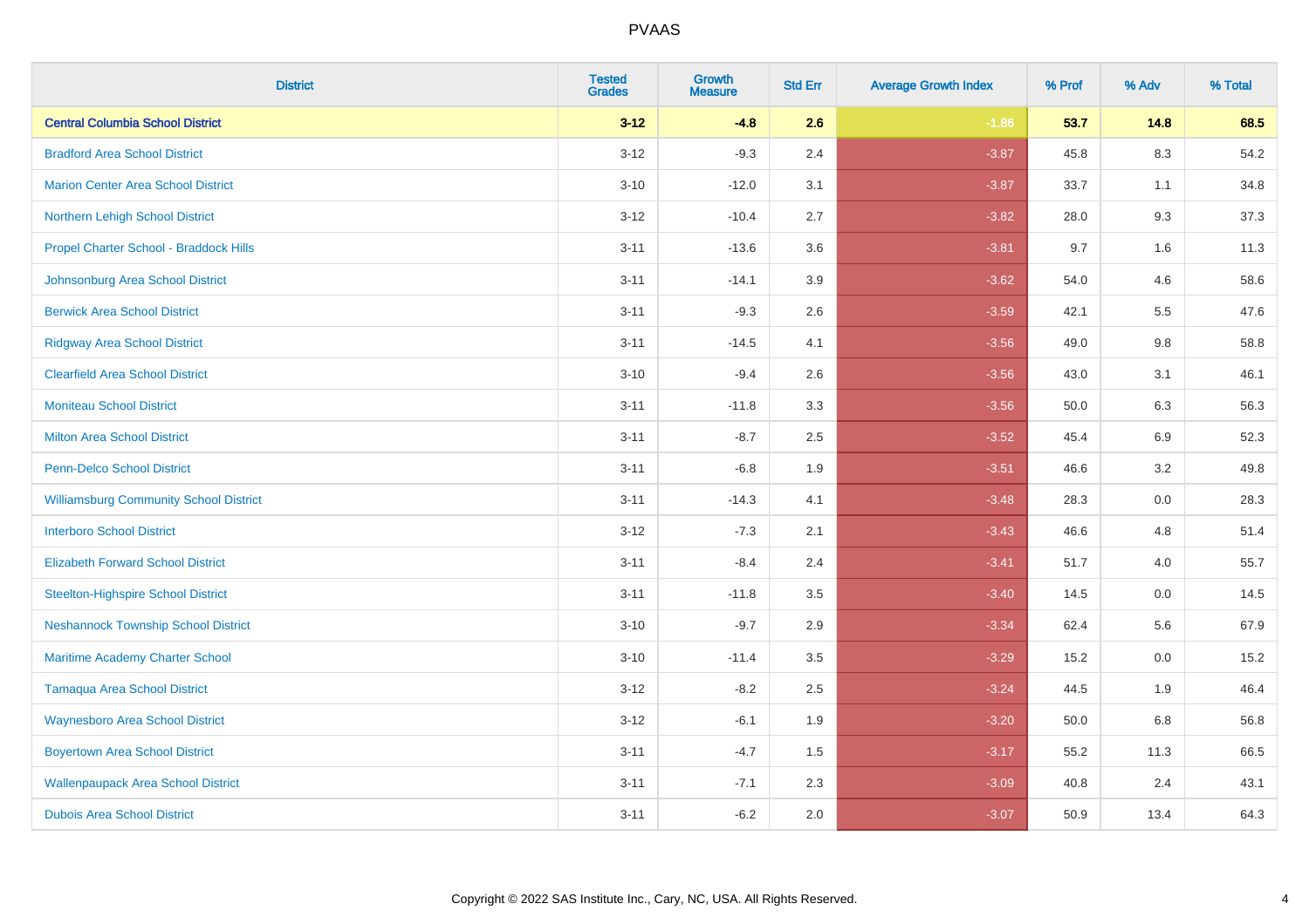# PVAAS

| District | Tested Grades | Growth Measure | Std Err | Average Growth Index | % Prof | % Adv | % Total |
|---|---|---|---|---|---|---|---|
| **Central Columbia School District** | **3-12** | **-4.8** | **2.6** | **-1.86** | **53.7** | **14.8** | **68.5** |
| Bradford Area School District | 3-12 | -9.3 | 2.4 | -3.87 | 45.8 | 8.3 | 54.2 |
| Marion Center Area School District | 3-10 | -12.0 | 3.1 | -3.87 | 33.7 | 1.1 | 34.8 |
| Northern Lehigh School District | 3-12 | -10.4 | 2.7 | -3.82 | 28.0 | 9.3 | 37.3 |
| Propel Charter School - Braddock Hills | 3-11 | -13.6 | 3.6 | -3.81 | 9.7 | 1.6 | 11.3 |
| Johnsonburg Area School District | 3-11 | -14.1 | 3.9 | -3.62 | 54.0 | 4.6 | 58.6 |
| Berwick Area School District | 3-11 | -9.3 | 2.6 | -3.59 | 42.1 | 5.5 | 47.6 |
| Ridgway Area School District | 3-11 | -14.5 | 4.1 | -3.56 | 49.0 | 9.8 | 58.8 |
| Clearfield Area School District | 3-10 | -9.4 | 2.6 | -3.56 | 43.0 | 3.1 | 46.1 |
| Moniteau School District | 3-11 | -11.8 | 3.3 | -3.56 | 50.0 | 6.3 | 56.3 |
| Milton Area School District | 3-11 | -8.7 | 2.5 | -3.52 | 45.4 | 6.9 | 52.3 |
| Penn-Delco School District | 3-11 | -6.8 | 1.9 | -3.51 | 46.6 | 3.2 | 49.8 |
| Williamsburg Community School District | 3-11 | -14.3 | 4.1 | -3.48 | 28.3 | 0.0 | 28.3 |
| Interboro School District | 3-12 | -7.3 | 2.1 | -3.43 | 46.6 | 4.8 | 51.4 |
| Elizabeth Forward School District | 3-11 | -8.4 | 2.4 | -3.41 | 51.7 | 4.0 | 55.7 |
| Steelton-Highspire School District | 3-11 | -11.8 | 3.5 | -3.40 | 14.5 | 0.0 | 14.5 |
| Neshannock Township School District | 3-10 | -9.7 | 2.9 | -3.34 | 62.4 | 5.6 | 67.9 |
| Maritime Academy Charter School | 3-10 | -11.4 | 3.5 | -3.29 | 15.2 | 0.0 | 15.2 |
| Tamaqua Area School District | 3-12 | -8.2 | 2.5 | -3.24 | 44.5 | 1.9 | 46.4 |
| Waynesboro Area School District | 3-12 | -6.1 | 1.9 | -3.20 | 50.0 | 6.8 | 56.8 |
| Boyertown Area School District | 3-11 | -4.7 | 1.5 | -3.17 | 55.2 | 11.3 | 66.5 |
| Wallenpaupack Area School District | 3-11 | -7.1 | 2.3 | -3.09 | 40.8 | 2.4 | 43.1 |
| Dubois Area School District | 3-11 | -6.2 | 2.0 | -3.07 | 50.9 | 13.4 | 64.3 |

Copyright © 2022 SAS Institute Inc., Cary, NC, USA. All Rights Reserved.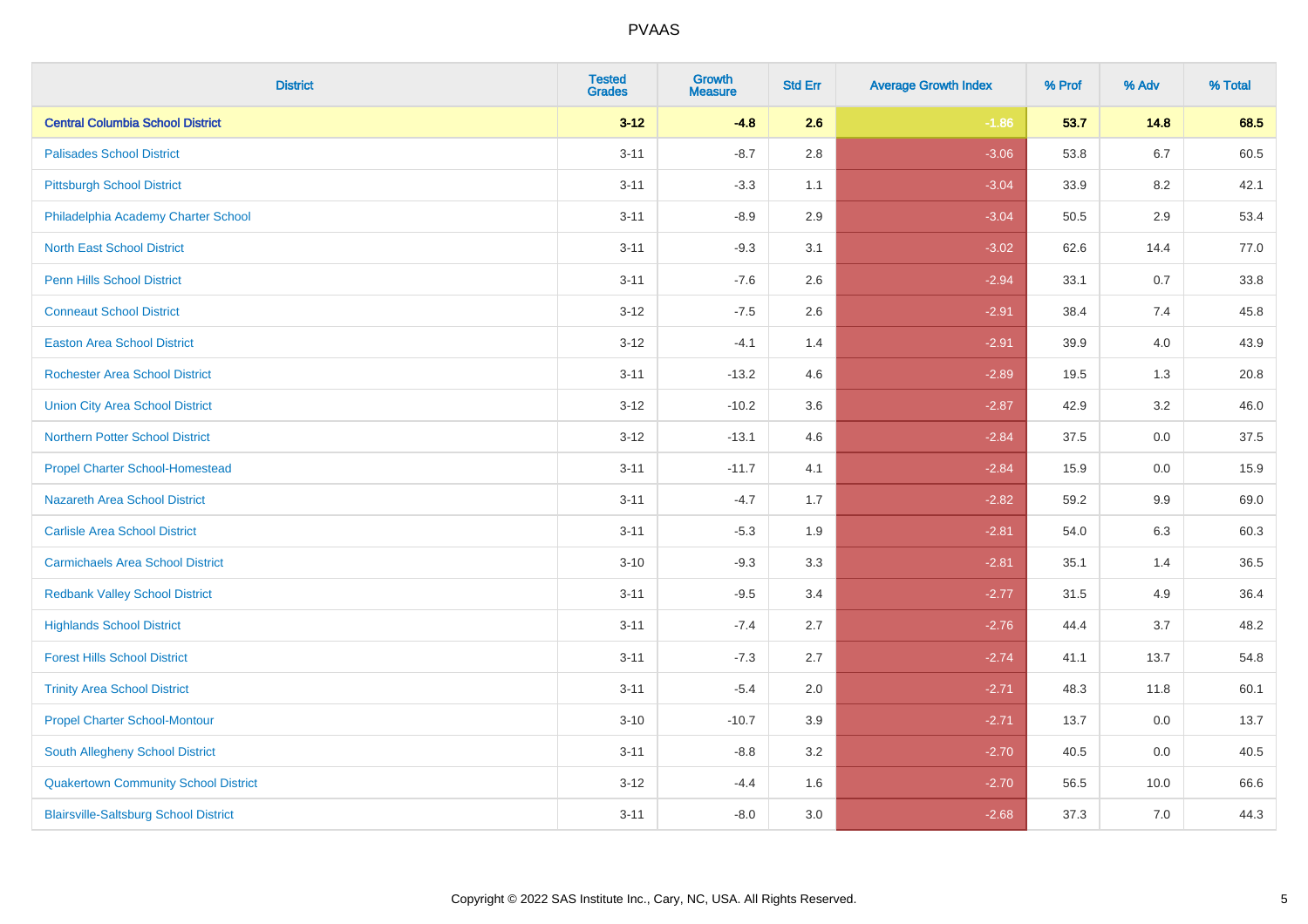| District | Tested Grades | Growth Measure | Std Err | Average Growth Index | % Prof | % Adv | % Total |
|---|---|---|---|---|---|---|---|
| **Central Columbia School District** | **3-12** | **-4.8** | **2.6** | **-1.86** | **53.7** | **14.8** | **68.5** |
| Palisades School District | 3-11 | -8.7 | 2.8 | -3.06 | 53.8 | 6.7 | 60.5 |
| Pittsburgh School District | 3-11 | -3.3 | 1.1 | -3.04 | 33.9 | 8.2 | 42.1 |
| Philadelphia Academy Charter School | 3-11 | -8.9 | 2.9 | -3.04 | 50.5 | 2.9 | 53.4 |
| North East School District | 3-11 | -9.3 | 3.1 | -3.02 | 62.6 | 14.4 | 77.0 |
| Penn Hills School District | 3-11 | -7.6 | 2.6 | -2.94 | 33.1 | 0.7 | 33.8 |
| Conneaut School District | 3-12 | -7.5 | 2.6 | -2.91 | 38.4 | 7.4 | 45.8 |
| Easton Area School District | 3-12 | -4.1 | 1.4 | -2.91 | 39.9 | 4.0 | 43.9 |
| Rochester Area School District | 3-11 | -13.2 | 4.6 | -2.89 | 19.5 | 1.3 | 20.8 |
| Union City Area School District | 3-12 | -10.2 | 3.6 | -2.87 | 42.9 | 3.2 | 46.0 |
| Northern Potter School District | 3-12 | -13.1 | 4.6 | -2.84 | 37.5 | 0.0 | 37.5 |
| Propel Charter School-Homestead | 3-11 | -11.7 | 4.1 | -2.84 | 15.9 | 0.0 | 15.9 |
| Nazareth Area School District | 3-11 | -4.7 | 1.7 | -2.82 | 59.2 | 9.9 | 69.0 |
| Carlisle Area School District | 3-11 | -5.3 | 1.9 | -2.81 | 54.0 | 6.3 | 60.3 |
| Carmichaels Area School District | 3-10 | -9.3 | 3.3 | -2.81 | 35.1 | 1.4 | 36.5 |
| Redbank Valley School District | 3-11 | -9.5 | 3.4 | -2.77 | 31.5 | 4.9 | 36.4 |
| Highlands School District | 3-11 | -7.4 | 2.7 | -2.76 | 44.4 | 3.7 | 48.2 |
| Forest Hills School District | 3-11 | -7.3 | 2.7 | -2.74 | 41.1 | 13.7 | 54.8 |
| Trinity Area School District | 3-11 | -5.4 | 2.0 | -2.71 | 48.3 | 11.8 | 60.1 |
| Propel Charter School-Montour | 3-10 | -10.7 | 3.9 | -2.71 | 13.7 | 0.0 | 13.7 |
| South Allegheny School District | 3-11 | -8.8 | 3.2 | -2.70 | 40.5 | 0.0 | 40.5 |
| Quakertown Community School District | 3-12 | -4.4 | 1.6 | -2.70 | 56.5 | 10.0 | 66.6 |
| Blairsville-Saltsburg School District | 3-11 | -8.0 | 3.0 | -2.68 | 37.3 | 7.0 | 44.3 |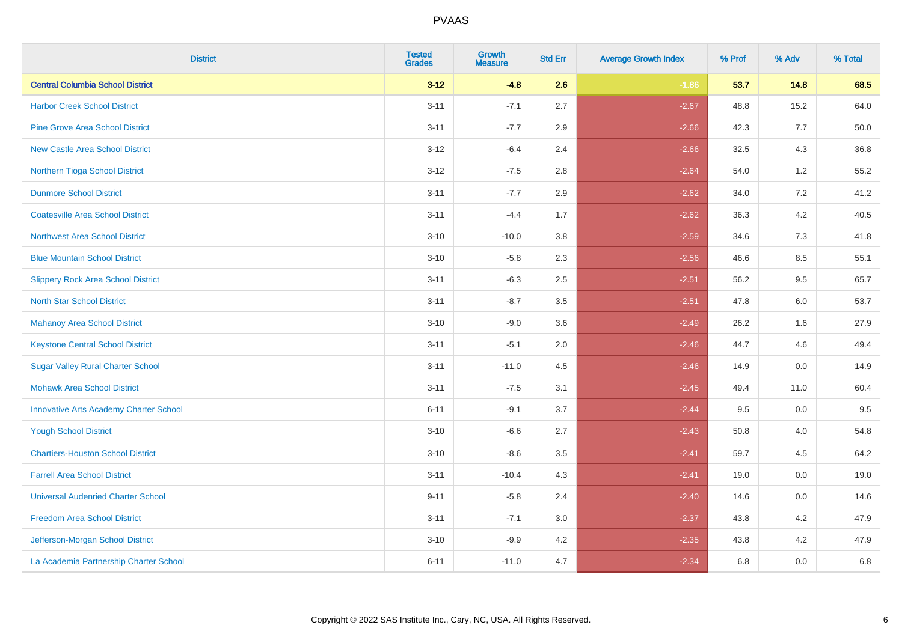# PVAAS

| District | Tested Grades | Growth Measure | Std Err | Average Growth Index | % Prof | % Adv | % Total |
|---|---|---|---|---|---|---|---|
| **Central Columbia School District** | **3-12** | **-4.8** | **2.6** | **-1.86** | **53.7** | **14.8** | **68.5** |
| Harbor Creek School District | 3-11 | -7.1 | 2.7 | -2.67 | 48.8 | 15.2 | 64.0 |
| Pine Grove Area School District | 3-11 | -7.7 | 2.9 | -2.66 | 42.3 | 7.7 | 50.0 |
| New Castle Area School District | 3-12 | -6.4 | 2.4 | -2.66 | 32.5 | 4.3 | 36.8 |
| Northern Tioga School District | 3-12 | -7.5 | 2.8 | -2.64 | 54.0 | 1.2 | 55.2 |
| Dunmore School District | 3-11 | -7.7 | 2.9 | -2.62 | 34.0 | 7.2 | 41.2 |
| Coatesville Area School District | 3-11 | -4.4 | 1.7 | -2.62 | 36.3 | 4.2 | 40.5 |
| Northwest Area School District | 3-10 | -10.0 | 3.8 | -2.59 | 34.6 | 7.3 | 41.8 |
| Blue Mountain School District | 3-10 | -5.8 | 2.3 | -2.56 | 46.6 | 8.5 | 55.1 |
| Slippery Rock Area School District | 3-11 | -6.3 | 2.5 | -2.51 | 56.2 | 9.5 | 65.7 |
| North Star School District | 3-11 | -8.7 | 3.5 | -2.51 | 47.8 | 6.0 | 53.7 |
| Mahanoy Area School District | 3-10 | -9.0 | 3.6 | -2.49 | 26.2 | 1.6 | 27.9 |
| Keystone Central School District | 3-11 | -5.1 | 2.0 | -2.46 | 44.7 | 4.6 | 49.4 |
| Sugar Valley Rural Charter School | 3-11 | -11.0 | 4.5 | -2.46 | 14.9 | 0.0 | 14.9 |
| Mohawk Area School District | 3-11 | -7.5 | 3.1 | -2.45 | 49.4 | 11.0 | 60.4 |
| Innovative Arts Academy Charter School | 6-11 | -9.1 | 3.7 | -2.44 | 9.5 | 0.0 | 9.5 |
| Yough School District | 3-10 | -6.6 | 2.7 | -2.43 | 50.8 | 4.0 | 54.8 |
| Chartiers-Houston School District | 3-10 | -8.6 | 3.5 | -2.41 | 59.7 | 4.5 | 64.2 |
| Farrell Area School District | 3-11 | -10.4 | 4.3 | -2.41 | 19.0 | 0.0 | 19.0 |
| Universal Audenried Charter School | 9-11 | -5.8 | 2.4 | -2.40 | 14.6 | 0.0 | 14.6 |
| Freedom Area School District | 3-11 | -7.1 | 3.0 | -2.37 | 43.8 | 4.2 | 47.9 |
| Jefferson-Morgan School District | 3-10 | -9.9 | 4.2 | -2.35 | 43.8 | 4.2 | 47.9 |
| La Academia Partnership Charter School | 6-11 | -11.0 | 4.7 | -2.34 | 6.8 | 0.0 | 6.8 |

Copyright © 2022 SAS Institute Inc., Cary, NC, USA. All Rights Reserved.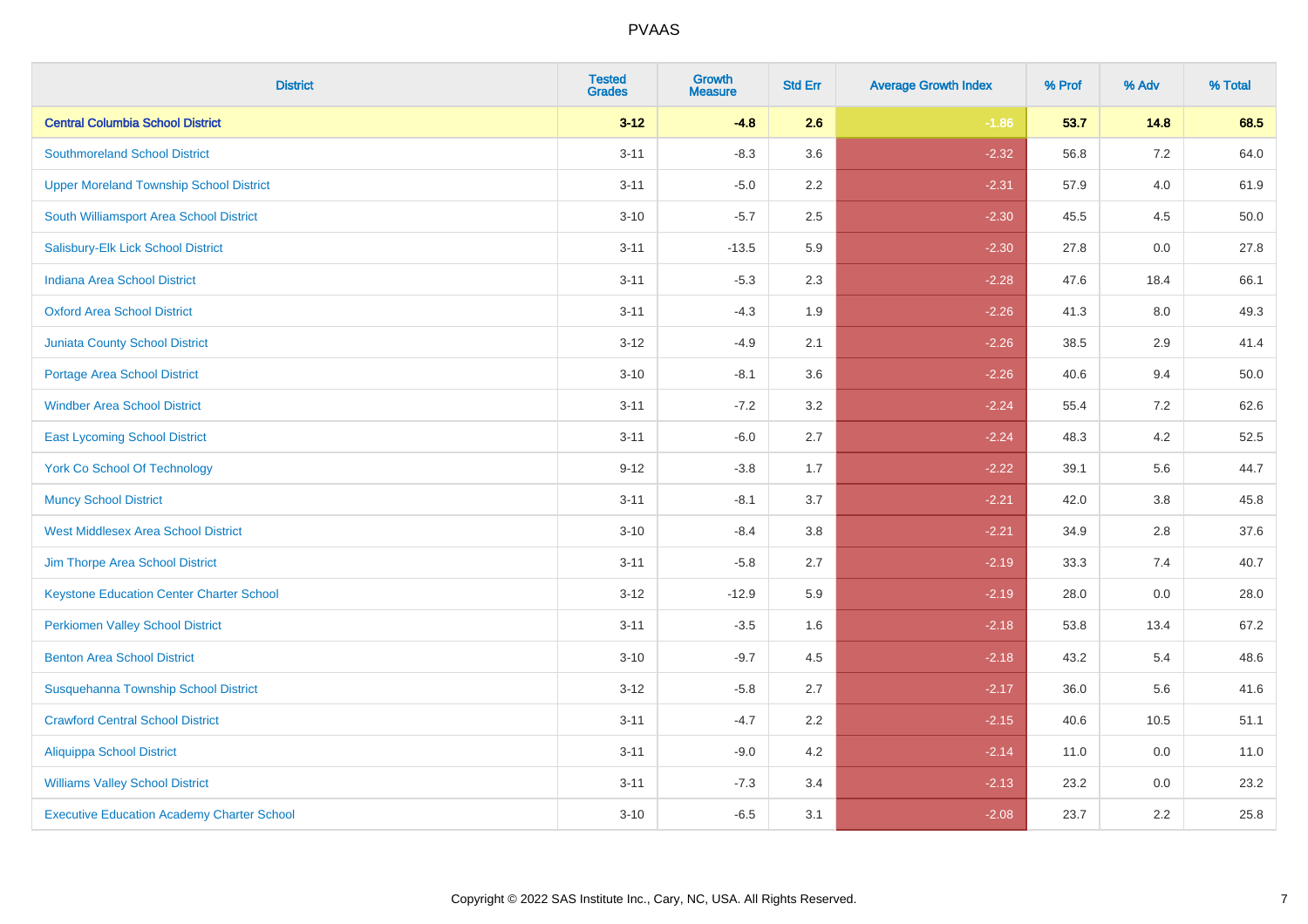# PVAAS

| District | Tested Grades | Growth Measure | Std Err | Average Growth Index | % Prof | % Adv | % Total |
|---|---|---|---|---|---|---|---|
| **Central Columbia School District** | **3-12** | **-4.8** | **2.6** | **-1.86** | **53.7** | **14.8** | **68.5** |
| Southmoreland School District | 3-11 | -8.3 | 3.6 | -2.32 | 56.8 | 7.2 | 64.0 |
| Upper Moreland Township School District | 3-11 | -5.0 | 2.2 | -2.31 | 57.9 | 4.0 | 61.9 |
| South Williamsport Area School District | 3-10 | -5.7 | 2.5 | -2.30 | 45.5 | 4.5 | 50.0 |
| Salisbury-Elk Lick School District | 3-11 | -13.5 | 5.9 | -2.30 | 27.8 | 0.0 | 27.8 |
| Indiana Area School District | 3-11 | -5.3 | 2.3 | -2.28 | 47.6 | 18.4 | 66.1 |
| Oxford Area School District | 3-11 | -4.3 | 1.9 | -2.26 | 41.3 | 8.0 | 49.3 |
| Juniata County School District | 3-12 | -4.9 | 2.1 | -2.26 | 38.5 | 2.9 | 41.4 |
| Portage Area School District | 3-10 | -8.1 | 3.6 | -2.26 | 40.6 | 9.4 | 50.0 |
| Windber Area School District | 3-11 | -7.2 | 3.2 | -2.24 | 55.4 | 7.2 | 62.6 |
| East Lycoming School District | 3-11 | -6.0 | 2.7 | -2.24 | 48.3 | 4.2 | 52.5 |
| York Co School Of Technology | 9-12 | -3.8 | 1.7 | -2.22 | 39.1 | 5.6 | 44.7 |
| Muncy School District | 3-11 | -8.1 | 3.7 | -2.21 | 42.0 | 3.8 | 45.8 |
| West Middlesex Area School District | 3-10 | -8.4 | 3.8 | -2.21 | 34.9 | 2.8 | 37.6 |
| Jim Thorpe Area School District | 3-11 | -5.8 | 2.7 | -2.19 | 33.3 | 7.4 | 40.7 |
| Keystone Education Center Charter School | 3-12 | -12.9 | 5.9 | -2.19 | 28.0 | 0.0 | 28.0 |
| Perkiomen Valley School District | 3-11 | -3.5 | 1.6 | -2.18 | 53.8 | 13.4 | 67.2 |
| Benton Area School District | 3-10 | -9.7 | 4.5 | -2.18 | 43.2 | 5.4 | 48.6 |
| Susquehanna Township School District | 3-12 | -5.8 | 2.7 | -2.17 | 36.0 | 5.6 | 41.6 |
| Crawford Central School District | 3-11 | -4.7 | 2.2 | -2.15 | 40.6 | 10.5 | 51.1 |
| Aliquippa School District | 3-11 | -9.0 | 4.2 | -2.14 | 11.0 | 0.0 | 11.0 |
| Williams Valley School District | 3-11 | -7.3 | 3.4 | -2.13 | 23.2 | 0.0 | 23.2 |
| Executive Education Academy Charter School | 3-10 | -6.5 | 3.1 | -2.08 | 23.7 | 2.2 | 25.8 |

Copyright © 2022 SAS Institute Inc., Cary, NC, USA. All Rights Reserved.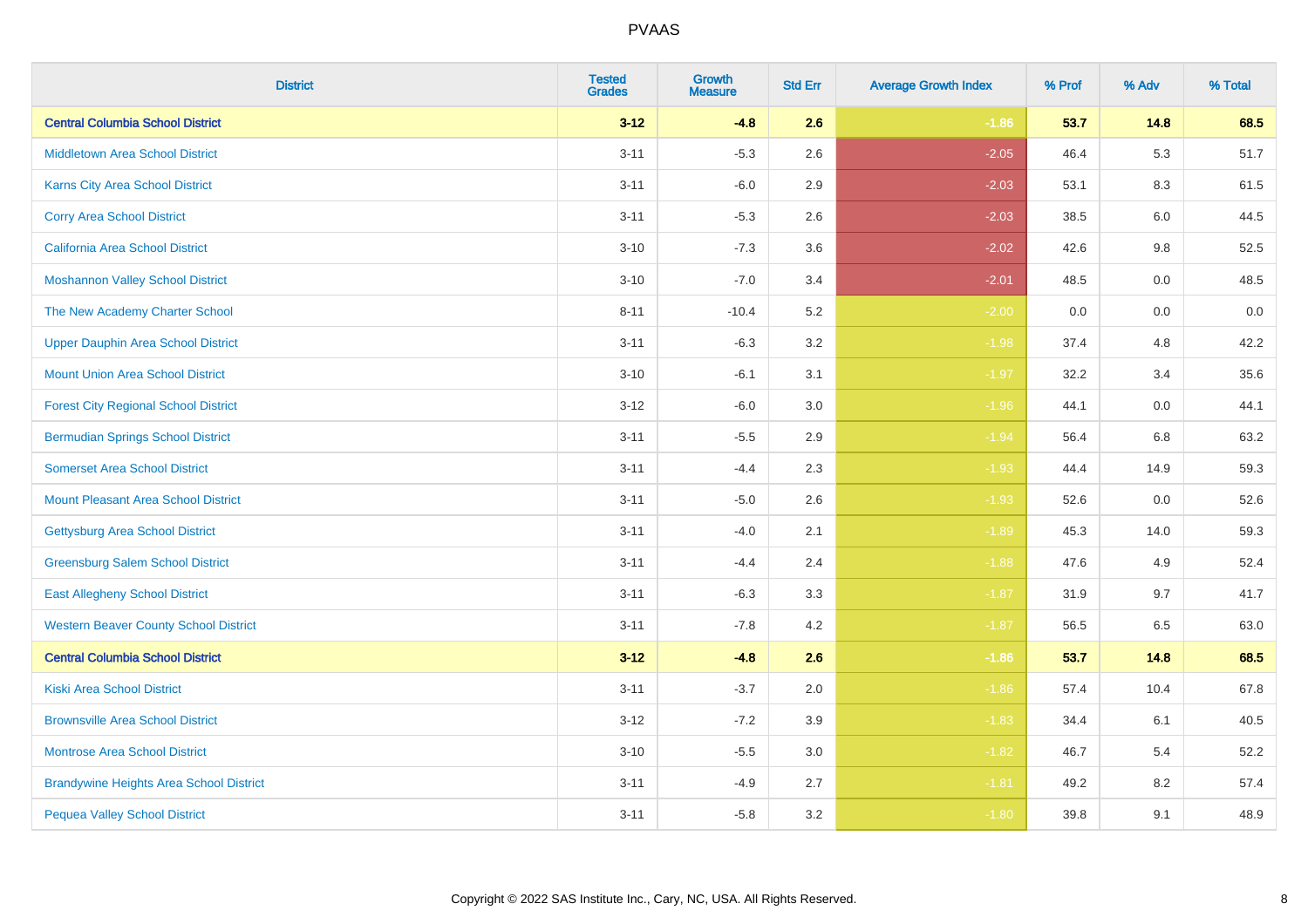# PVAAS

| District | Tested Grades | Growth Measure | Std Err | Average Growth Index | % Prof | % Adv | % Total |
|---|---|---|---|---|---|---|---|
| **Central Columbia School District** | **3-12** | **-4.8** | **2.6** | **-1.86** | **53.7** | **14.8** | **68.5** |
| Middletown Area School District | 3-11 | -5.3 | 2.6 | -2.05 | 46.4 | 5.3 | 51.7 |
| Karns City Area School District | 3-11 | -6.0 | 2.9 | -2.03 | 53.1 | 8.3 | 61.5 |
| Corry Area School District | 3-11 | -5.3 | 2.6 | -2.03 | 38.5 | 6.0 | 44.5 |
| California Area School District | 3-10 | -7.3 | 3.6 | -2.02 | 42.6 | 9.8 | 52.5 |
| Moshannon Valley School District | 3-10 | -7.0 | 3.4 | -2.01 | 48.5 | 0.0 | 48.5 |
| The New Academy Charter School | 8-11 | -10.4 | 5.2 | -2.00 | 0.0 | 0.0 | 0.0 |
| Upper Dauphin Area School District | 3-11 | -6.3 | 3.2 | -1.98 | 37.4 | 4.8 | 42.2 |
| Mount Union Area School District | 3-10 | -6.1 | 3.1 | -1.97 | 32.2 | 3.4 | 35.6 |
| Forest City Regional School District | 3-12 | -6.0 | 3.0 | -1.96 | 44.1 | 0.0 | 44.1 |
| Bermudian Springs School District | 3-11 | -5.5 | 2.9 | -1.94 | 56.4 | 6.8 | 63.2 |
| Somerset Area School District | 3-11 | -4.4 | 2.3 | -1.93 | 44.4 | 14.9 | 59.3 |
| Mount Pleasant Area School District | 3-11 | -5.0 | 2.6 | -1.93 | 52.6 | 0.0 | 52.6 |
| Gettysburg Area School District | 3-11 | -4.0 | 2.1 | -1.89 | 45.3 | 14.0 | 59.3 |
| Greensburg Salem School District | 3-11 | -4.4 | 2.4 | -1.88 | 47.6 | 4.9 | 52.4 |
| East Allegheny School District | 3-11 | -6.3 | 3.3 | -1.87 | 31.9 | 9.7 | 41.7 |
| Western Beaver County School District | 3-11 | -7.8 | 4.2 | -1.87 | 56.5 | 6.5 | 63.0 |
| **Central Columbia School District** | **3-12** | **-4.8** | **2.6** | **-1.86** | **53.7** | **14.8** | **68.5** |
| Kiski Area School District | 3-11 | -3.7 | 2.0 | -1.86 | 57.4 | 10.4 | 67.8 |
| Brownsville Area School District | 3-12 | -7.2 | 3.9 | -1.83 | 34.4 | 6.1 | 40.5 |
| Montrose Area School District | 3-10 | -5.5 | 3.0 | -1.82 | 46.7 | 5.4 | 52.2 |
| Brandywine Heights Area School District | 3-11 | -4.9 | 2.7 | -1.81 | 49.2 | 8.2 | 57.4 |
| Pequea Valley School District | 3-11 | -5.8 | 3.2 | -1.80 | 39.8 | 9.1 | 48.9 |

Copyright © 2022 SAS Institute Inc., Cary, NC, USA. All Rights Reserved.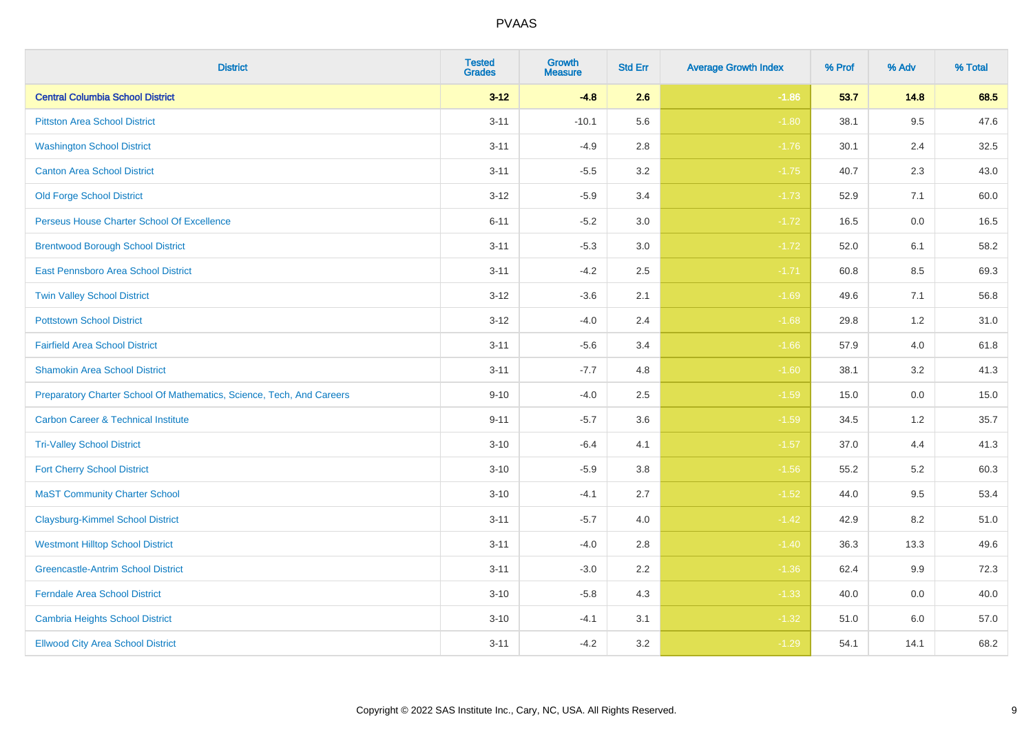| District | Tested Grades | Growth Measure | Std Err | Average Growth Index | % Prof | % Adv | % Total |
|---|---|---|---|---|---|---|---|
| **Central Columbia School District** | **3-12** | **-4.8** | **2.6** | **-1.86** | **53.7** | **14.8** | **68.5** |
| Pittston Area School District | 3-11 | -10.1 | 5.6 | -1.80 | 38.1 | 9.5 | 47.6 |
| Washington School District | 3-11 | -4.9 | 2.8 | -1.76 | 30.1 | 2.4 | 32.5 |
| Canton Area School District | 3-11 | -5.5 | 3.2 | -1.75 | 40.7 | 2.3 | 43.0 |
| Old Forge School District | 3-12 | -5.9 | 3.4 | -1.73 | 52.9 | 7.1 | 60.0 |
| Perseus House Charter School Of Excellence | 6-11 | -5.2 | 3.0 | -1.72 | 16.5 | 0.0 | 16.5 |
| Brentwood Borough School District | 3-11 | -5.3 | 3.0 | -1.72 | 52.0 | 6.1 | 58.2 |
| East Pennsboro Area School District | 3-11 | -4.2 | 2.5 | -1.71 | 60.8 | 8.5 | 69.3 |
| Twin Valley School District | 3-12 | -3.6 | 2.1 | -1.69 | 49.6 | 7.1 | 56.8 |
| Pottstown School District | 3-12 | -4.0 | 2.4 | -1.68 | 29.8 | 1.2 | 31.0 |
| Fairfield Area School District | 3-11 | -5.6 | 3.4 | -1.66 | 57.9 | 4.0 | 61.8 |
| Shamokin Area School District | 3-11 | -7.7 | 4.8 | -1.60 | 38.1 | 3.2 | 41.3 |
| Preparatory Charter School Of Mathematics, Science, Tech, And Careers | 9-10 | -4.0 | 2.5 | -1.59 | 15.0 | 0.0 | 15.0 |
| Carbon Career & Technical Institute | 9-11 | -5.7 | 3.6 | -1.59 | 34.5 | 1.2 | 35.7 |
| Tri-Valley School District | 3-10 | -6.4 | 4.1 | -1.57 | 37.0 | 4.4 | 41.3 |
| Fort Cherry School District | 3-10 | -5.9 | 3.8 | -1.56 | 55.2 | 5.2 | 60.3 |
| MaST Community Charter School | 3-10 | -4.1 | 2.7 | -1.52 | 44.0 | 9.5 | 53.4 |
| Claysburg-Kimmel School District | 3-11 | -5.7 | 4.0 | -1.42 | 42.9 | 8.2 | 51.0 |
| Westmont Hilltop School District | 3-11 | -4.0 | 2.8 | -1.40 | 36.3 | 13.3 | 49.6 |
| Greencastle-Antrim School District | 3-11 | -3.0 | 2.2 | -1.36 | 62.4 | 9.9 | 72.3 |
| Ferndale Area School District | 3-10 | -5.8 | 4.3 | -1.33 | 40.0 | 0.0 | 40.0 |
| Cambria Heights School District | 3-10 | -4.1 | 3.1 | -1.32 | 51.0 | 6.0 | 57.0 |
| Ellwood City Area School District | 3-11 | -4.2 | 3.2 | -1.29 | 54.1 | 14.1 | 68.2 |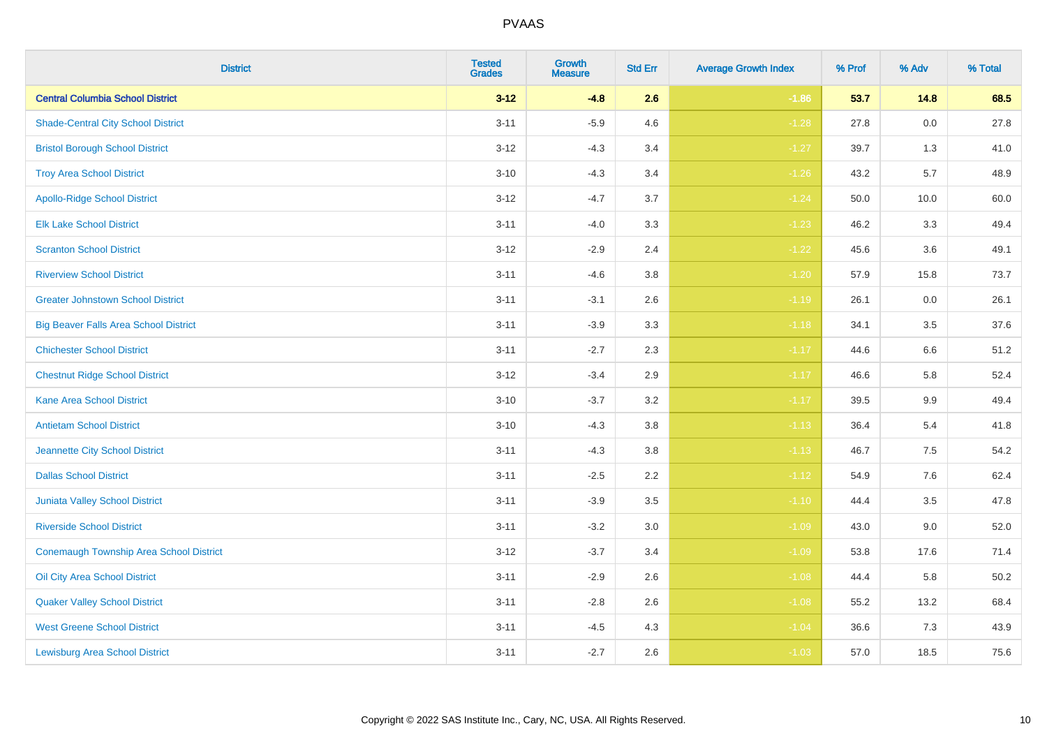| District | Tested Grades | Growth Measure | Std Err | Average Growth Index | % Prof | % Adv | % Total |
|---|---|---|---|---|---|---|---|
| **Central Columbia School District** | **3-12** | **-4.8** | **2.6** | **-1.86** | **53.7** | **14.8** | **68.5** |
| Shade-Central City School District | 3-11 | -5.9 | 4.6 | -1.28 | 27.8 | 0.0 | 27.8 |
| Bristol Borough School District | 3-12 | -4.3 | 3.4 | -1.27 | 39.7 | 1.3 | 41.0 |
| Troy Area School District | 3-10 | -4.3 | 3.4 | -1.26 | 43.2 | 5.7 | 48.9 |
| Apollo-Ridge School District | 3-12 | -4.7 | 3.7 | -1.24 | 50.0 | 10.0 | 60.0 |
| Elk Lake School District | 3-11 | -4.0 | 3.3 | -1.23 | 46.2 | 3.3 | 49.4 |
| Scranton School District | 3-12 | -2.9 | 2.4 | -1.22 | 45.6 | 3.6 | 49.1 |
| Riverview School District | 3-11 | -4.6 | 3.8 | -1.20 | 57.9 | 15.8 | 73.7 |
| Greater Johnstown School District | 3-11 | -3.1 | 2.6 | -1.19 | 26.1 | 0.0 | 26.1 |
| Big Beaver Falls Area School District | 3-11 | -3.9 | 3.3 | -1.18 | 34.1 | 3.5 | 37.6 |
| Chichester School District | 3-11 | -2.7 | 2.3 | -1.17 | 44.6 | 6.6 | 51.2 |
| Chestnut Ridge School District | 3-12 | -3.4 | 2.9 | -1.17 | 46.6 | 5.8 | 52.4 |
| Kane Area School District | 3-10 | -3.7 | 3.2 | -1.17 | 39.5 | 9.9 | 49.4 |
| Antietam School District | 3-10 | -4.3 | 3.8 | -1.13 | 36.4 | 5.4 | 41.8 |
| Jeannette City School District | 3-11 | -4.3 | 3.8 | -1.13 | 46.7 | 7.5 | 54.2 |
| Dallas School District | 3-11 | -2.5 | 2.2 | -1.12 | 54.9 | 7.6 | 62.4 |
| Juniata Valley School District | 3-11 | -3.9 | 3.5 | -1.10 | 44.4 | 3.5 | 47.8 |
| Riverside School District | 3-11 | -3.2 | 3.0 | -1.09 | 43.0 | 9.0 | 52.0 |
| Conemaugh Township Area School District | 3-12 | -3.7 | 3.4 | -1.09 | 53.8 | 17.6 | 71.4 |
| Oil City Area School District | 3-11 | -2.9 | 2.6 | -1.08 | 44.4 | 5.8 | 50.2 |
| Quaker Valley School District | 3-11 | -2.8 | 2.6 | -1.08 | 55.2 | 13.2 | 68.4 |
| West Greene School District | 3-11 | -4.5 | 4.3 | -1.04 | 36.6 | 7.3 | 43.9 |
| Lewisburg Area School District | 3-11 | -2.7 | 2.6 | -1.03 | 57.0 | 18.5 | 75.6 |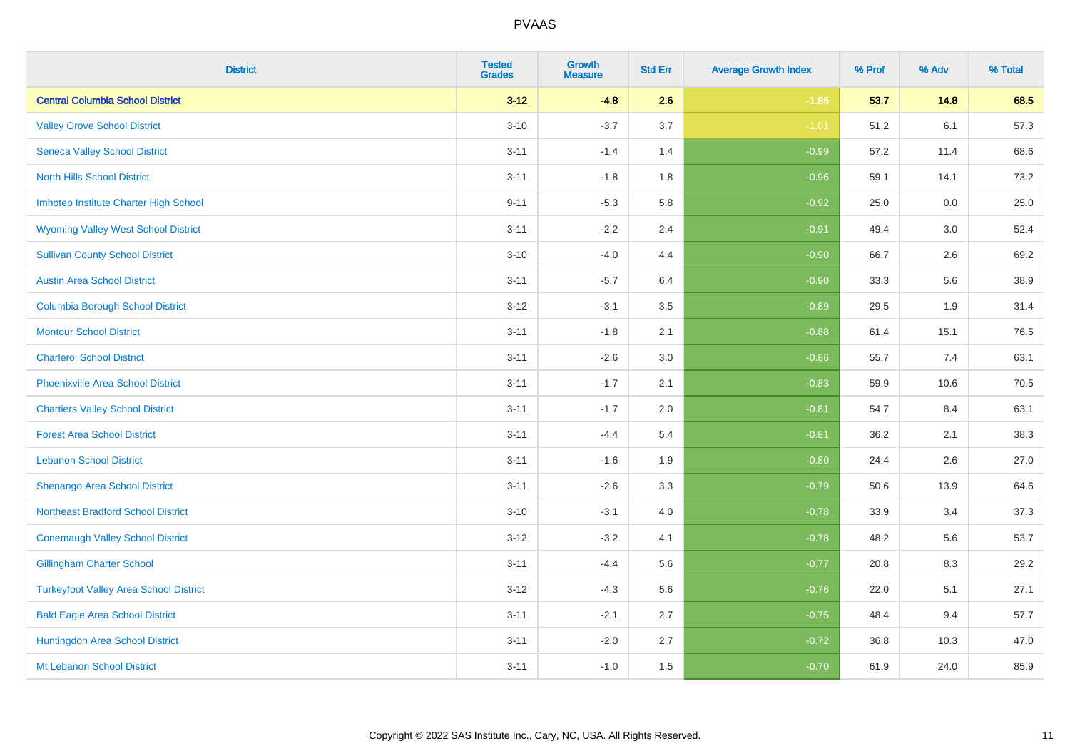| District | Tested Grades | Growth Measure | Std Err | Average Growth Index | % Prof | % Adv | % Total |
|---|---|---|---|---|---|---|---|
| **Central Columbia School District** | **3-12** | **-4.8** | **2.6** | **-1.86** | **53.7** | **14.8** | **68.5** |
| Valley Grove School District | 3-10 | -3.7 | 3.7 | -1.01 | 51.2 | 6.1 | 57.3 |
| Seneca Valley School District | 3-11 | -1.4 | 1.4 | -0.99 | 57.2 | 11.4 | 68.6 |
| North Hills School District | 3-11 | -1.8 | 1.8 | -0.96 | 59.1 | 14.1 | 73.2 |
| Imhotep Institute Charter High School | 9-11 | -5.3 | 5.8 | -0.92 | 25.0 | 0.0 | 25.0 |
| Wyoming Valley West School District | 3-11 | -2.2 | 2.4 | -0.91 | 49.4 | 3.0 | 52.4 |
| Sullivan County School District | 3-10 | -4.0 | 4.4 | -0.90 | 66.7 | 2.6 | 69.2 |
| Austin Area School District | 3-11 | -5.7 | 6.4 | -0.90 | 33.3 | 5.6 | 38.9 |
| Columbia Borough School District | 3-12 | -3.1 | 3.5 | -0.89 | 29.5 | 1.9 | 31.4 |
| Montour School District | 3-11 | -1.8 | 2.1 | -0.88 | 61.4 | 15.1 | 76.5 |
| Charleroi School District | 3-11 | -2.6 | 3.0 | -0.86 | 55.7 | 7.4 | 63.1 |
| Phoenixville Area School District | 3-11 | -1.7 | 2.1 | -0.83 | 59.9 | 10.6 | 70.5 |
| Chartiers Valley School District | 3-11 | -1.7 | 2.0 | -0.81 | 54.7 | 8.4 | 63.1 |
| Forest Area School District | 3-11 | -4.4 | 5.4 | -0.81 | 36.2 | 2.1 | 38.3 |
| Lebanon School District | 3-11 | -1.6 | 1.9 | -0.80 | 24.4 | 2.6 | 27.0 |
| Shenango Area School District | 3-11 | -2.6 | 3.3 | -0.79 | 50.6 | 13.9 | 64.6 |
| Northeast Bradford School District | 3-10 | -3.1 | 4.0 | -0.78 | 33.9 | 3.4 | 37.3 |
| Conemaugh Valley School District | 3-12 | -3.2 | 4.1 | -0.78 | 48.2 | 5.6 | 53.7 |
| Gillingham Charter School | 3-11 | -4.4 | 5.6 | -0.77 | 20.8 | 8.3 | 29.2 |
| Turkeyfoot Valley Area School District | 3-12 | -4.3 | 5.6 | -0.76 | 22.0 | 5.1 | 27.1 |
| Bald Eagle Area School District | 3-11 | -2.1 | 2.7 | -0.75 | 48.4 | 9.4 | 57.7 |
| Huntingdon Area School District | 3-11 | -2.0 | 2.7 | -0.72 | 36.8 | 10.3 | 47.0 |
| Mt Lebanon School District | 3-11 | -1.0 | 1.5 | -0.70 | 61.9 | 24.0 | 85.9 |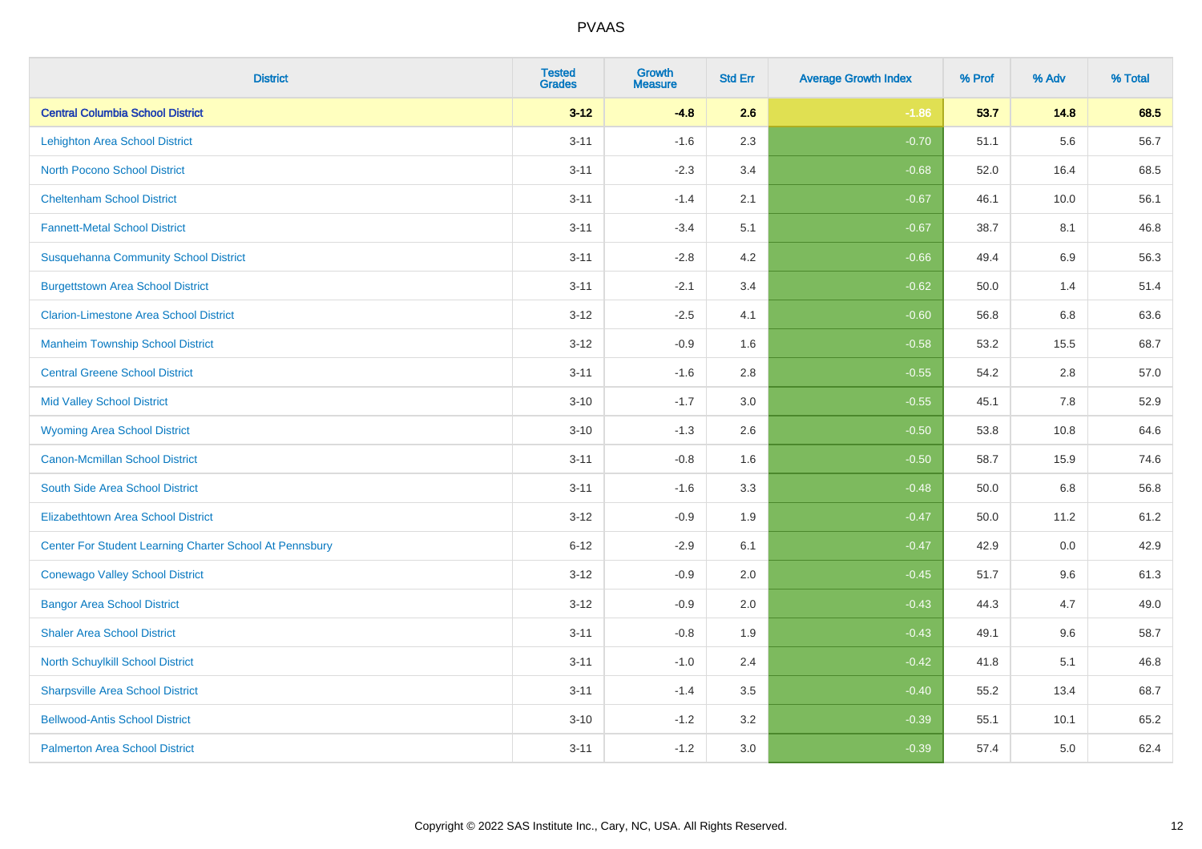| District | Tested Grades | Growth Measure | Std Err | Average Growth Index | % Prof | % Adv | % Total |
|---|---|---|---|---|---|---|---|
| **Central Columbia School District** | **3-12** | **-4.8** | **2.6** | **-1.86** | **53.7** | **14.8** | **68.5** |
| Lehighton Area School District | 3-11 | -1.6 | 2.3 | -0.70 | 51.1 | 5.6 | 56.7 |
| North Pocono School District | 3-11 | -2.3 | 3.4 | -0.68 | 52.0 | 16.4 | 68.5 |
| Cheltenham School District | 3-11 | -1.4 | 2.1 | -0.67 | 46.1 | 10.0 | 56.1 |
| Fannett-Metal School District | 3-11 | -3.4 | 5.1 | -0.67 | 38.7 | 8.1 | 46.8 |
| Susquehanna Community School District | 3-11 | -2.8 | 4.2 | -0.66 | 49.4 | 6.9 | 56.3 |
| Burgettstown Area School District | 3-11 | -2.1 | 3.4 | -0.62 | 50.0 | 1.4 | 51.4 |
| Clarion-Limestone Area School District | 3-12 | -2.5 | 4.1 | -0.60 | 56.8 | 6.8 | 63.6 |
| Manheim Township School District | 3-12 | -0.9 | 1.6 | -0.58 | 53.2 | 15.5 | 68.7 |
| Central Greene School District | 3-11 | -1.6 | 2.8 | -0.55 | 54.2 | 2.8 | 57.0 |
| Mid Valley School District | 3-10 | -1.7 | 3.0 | -0.55 | 45.1 | 7.8 | 52.9 |
| Wyoming Area School District | 3-10 | -1.3 | 2.6 | -0.50 | 53.8 | 10.8 | 64.6 |
| Canon-Mcmillan School District | 3-11 | -0.8 | 1.6 | -0.50 | 58.7 | 15.9 | 74.6 |
| South Side Area School District | 3-11 | -1.6 | 3.3 | -0.48 | 50.0 | 6.8 | 56.8 |
| Elizabethtown Area School District | 3-12 | -0.9 | 1.9 | -0.47 | 50.0 | 11.2 | 61.2 |
| Center For Student Learning Charter School At Pennsbury | 6-12 | -2.9 | 6.1 | -0.47 | 42.9 | 0.0 | 42.9 |
| Conewago Valley School District | 3-12 | -0.9 | 2.0 | -0.45 | 51.7 | 9.6 | 61.3 |
| Bangor Area School District | 3-12 | -0.9 | 2.0 | -0.43 | 44.3 | 4.7 | 49.0 |
| Shaler Area School District | 3-11 | -0.8 | 1.9 | -0.43 | 49.1 | 9.6 | 58.7 |
| North Schuylkill School District | 3-11 | -1.0 | 2.4 | -0.42 | 41.8 | 5.1 | 46.8 |
| Sharpsville Area School District | 3-11 | -1.4 | 3.5 | -0.40 | 55.2 | 13.4 | 68.7 |
| Bellwood-Antis School District | 3-10 | -1.2 | 3.2 | -0.39 | 55.1 | 10.1 | 65.2 |
| Palmerton Area School District | 3-11 | -1.2 | 3.0 | -0.39 | 57.4 | 5.0 | 62.4 |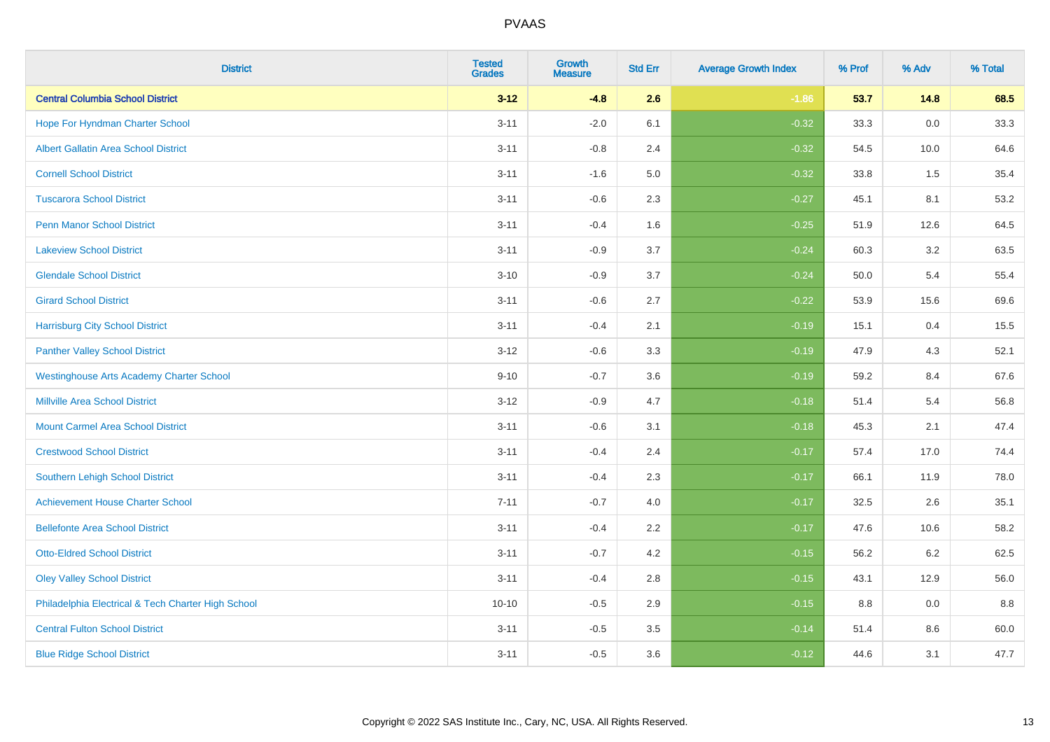| District | Tested Grades | Growth Measure | Std Err | Average Growth Index | % Prof | % Adv | % Total |
|---|---|---|---|---|---|---|---|
| **Central Columbia School District** | **3-12** | **-4.8** | **2.6** | **-1.86** | **53.7** | **14.8** | **68.5** |
| Hope For Hyndman Charter School | 3-11 | -2.0 | 6.1 | -0.32 | 33.3 | 0.0 | 33.3 |
| Albert Gallatin Area School District | 3-11 | -0.8 | 2.4 | -0.32 | 54.5 | 10.0 | 64.6 |
| Cornell School District | 3-11 | -1.6 | 5.0 | -0.32 | 33.8 | 1.5 | 35.4 |
| Tuscarora School District | 3-11 | -0.6 | 2.3 | -0.27 | 45.1 | 8.1 | 53.2 |
| Penn Manor School District | 3-11 | -0.4 | 1.6 | -0.25 | 51.9 | 12.6 | 64.5 |
| Lakeview School District | 3-11 | -0.9 | 3.7 | -0.24 | 60.3 | 3.2 | 63.5 |
| Glendale School District | 3-10 | -0.9 | 3.7 | -0.24 | 50.0 | 5.4 | 55.4 |
| Girard School District | 3-11 | -0.6 | 2.7 | -0.22 | 53.9 | 15.6 | 69.6 |
| Harrisburg City School District | 3-11 | -0.4 | 2.1 | -0.19 | 15.1 | 0.4 | 15.5 |
| Panther Valley School District | 3-12 | -0.6 | 3.3 | -0.19 | 47.9 | 4.3 | 52.1 |
| Westinghouse Arts Academy Charter School | 9-10 | -0.7 | 3.6 | -0.19 | 59.2 | 8.4 | 67.6 |
| Millville Area School District | 3-12 | -0.9 | 4.7 | -0.18 | 51.4 | 5.4 | 56.8 |
| Mount Carmel Area School District | 3-11 | -0.6 | 3.1 | -0.18 | 45.3 | 2.1 | 47.4 |
| Crestwood School District | 3-11 | -0.4 | 2.4 | -0.17 | 57.4 | 17.0 | 74.4 |
| Southern Lehigh School District | 3-11 | -0.4 | 2.3 | -0.17 | 66.1 | 11.9 | 78.0 |
| Achievement House Charter School | 7-11 | -0.7 | 4.0 | -0.17 | 32.5 | 2.6 | 35.1 |
| Bellefonte Area School District | 3-11 | -0.4 | 2.2 | -0.17 | 47.6 | 10.6 | 58.2 |
| Otto-Eldred School District | 3-11 | -0.7 | 4.2 | -0.15 | 56.2 | 6.2 | 62.5 |
| Oley Valley School District | 3-11 | -0.4 | 2.8 | -0.15 | 43.1 | 12.9 | 56.0 |
| Philadelphia Electrical & Tech Charter High School | 10-10 | -0.5 | 2.9 | -0.15 | 8.8 | 0.0 | 8.8 |
| Central Fulton School District | 3-11 | -0.5 | 3.5 | -0.14 | 51.4 | 8.6 | 60.0 |
| Blue Ridge School District | 3-11 | -0.5 | 3.6 | -0.12 | 44.6 | 3.1 | 47.7 |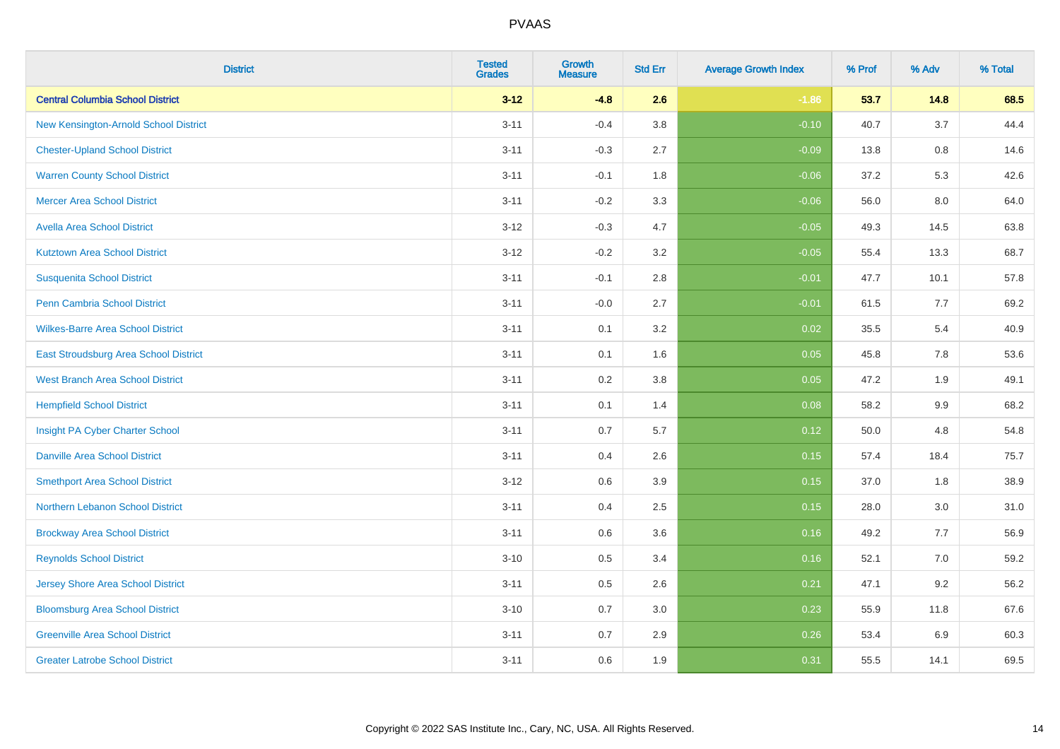| District | Tested Grades | Growth Measure | Std Err | Average Growth Index | % Prof | % Adv | % Total |
|---|---|---|---|---|---|---|---|
| **Central Columbia School District** | **3-12** | **-4.8** | **2.6** | **-1.86** | **53.7** | **14.8** | **68.5** |
| New Kensington-Arnold School District | 3-11 | -0.4 | 3.8 | -0.10 | 40.7 | 3.7 | 44.4 |
| Chester-Upland School District | 3-11 | -0.3 | 2.7 | -0.09 | 13.8 | 0.8 | 14.6 |
| Warren County School District | 3-11 | -0.1 | 1.8 | -0.06 | 37.2 | 5.3 | 42.6 |
| Mercer Area School District | 3-11 | -0.2 | 3.3 | -0.06 | 56.0 | 8.0 | 64.0 |
| Avella Area School District | 3-12 | -0.3 | 4.7 | -0.05 | 49.3 | 14.5 | 63.8 |
| Kutztown Area School District | 3-12 | -0.2 | 3.2 | -0.05 | 55.4 | 13.3 | 68.7 |
| Susquenita School District | 3-11 | -0.1 | 2.8 | -0.01 | 47.7 | 10.1 | 57.8 |
| Penn Cambria School District | 3-11 | -0.0 | 2.7 | -0.01 | 61.5 | 7.7 | 69.2 |
| Wilkes-Barre Area School District | 3-11 | 0.1 | 3.2 | 0.02 | 35.5 | 5.4 | 40.9 |
| East Stroudsburg Area School District | 3-11 | 0.1 | 1.6 | 0.05 | 45.8 | 7.8 | 53.6 |
| West Branch Area School District | 3-11 | 0.2 | 3.8 | 0.05 | 47.2 | 1.9 | 49.1 |
| Hempfield School District | 3-11 | 0.1 | 1.4 | 0.08 | 58.2 | 9.9 | 68.2 |
| Insight PA Cyber Charter School | 3-11 | 0.7 | 5.7 | 0.12 | 50.0 | 4.8 | 54.8 |
| Danville Area School District | 3-11 | 0.4 | 2.6 | 0.15 | 57.4 | 18.4 | 75.7 |
| Smethport Area School District | 3-12 | 0.6 | 3.9 | 0.15 | 37.0 | 1.8 | 38.9 |
| Northern Lebanon School District | 3-11 | 0.4 | 2.5 | 0.15 | 28.0 | 3.0 | 31.0 |
| Brockway Area School District | 3-11 | 0.6 | 3.6 | 0.16 | 49.2 | 7.7 | 56.9 |
| Reynolds School District | 3-10 | 0.5 | 3.4 | 0.16 | 52.1 | 7.0 | 59.2 |
| Jersey Shore Area School District | 3-11 | 0.5 | 2.6 | 0.21 | 47.1 | 9.2 | 56.2 |
| Bloomsburg Area School District | 3-10 | 0.7 | 3.0 | 0.23 | 55.9 | 11.8 | 67.6 |
| Greenville Area School District | 3-11 | 0.7 | 2.9 | 0.26 | 53.4 | 6.9 | 60.3 |
| Greater Latrobe School District | 3-11 | 0.6 | 1.9 | 0.31 | 55.5 | 14.1 | 69.5 |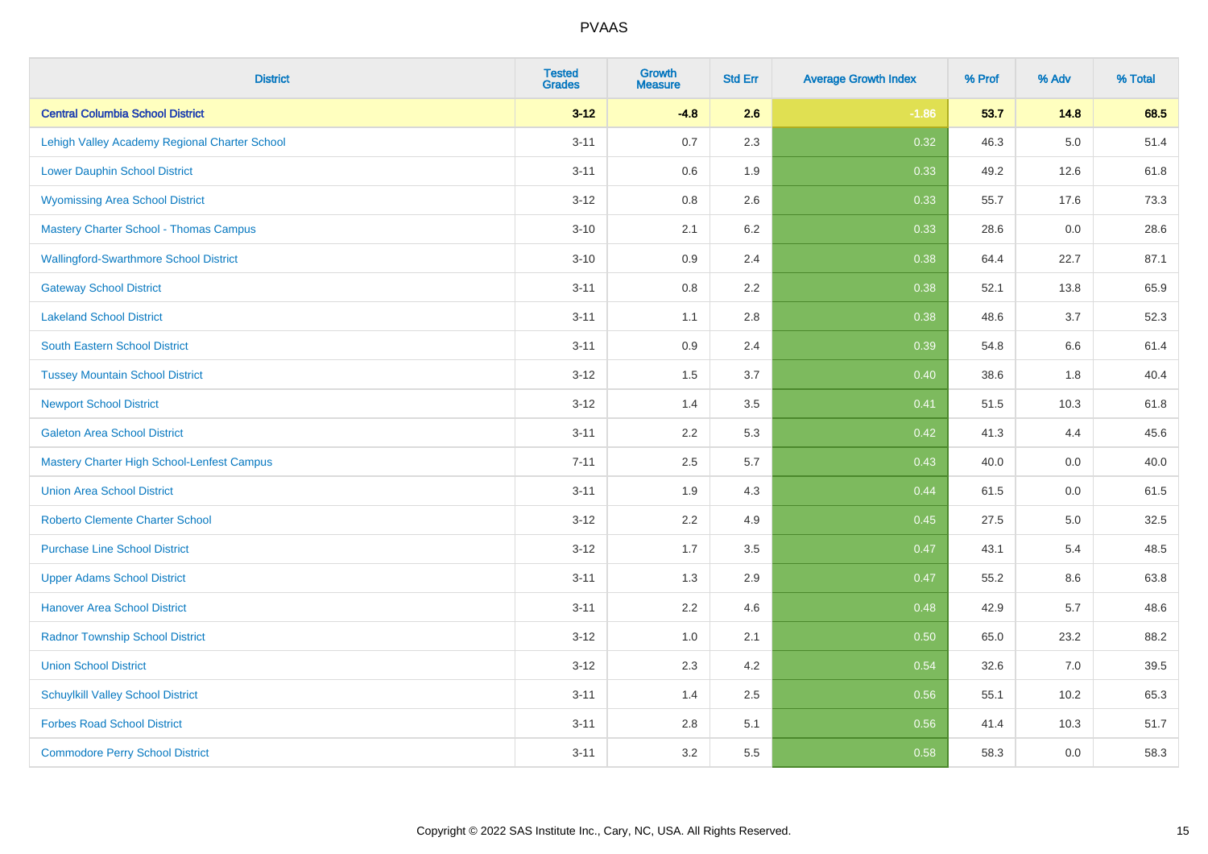# PVAAS

| District | Tested Grades | Growth Measure | Std Err | Average Growth Index | % Prof | % Adv | % Total |
|---|---|---|---|---|---|---|---|
| **Central Columbia School District** | **3-12** | **-4.8** | **2.6** | **-1.86** | **53.7** | **14.8** | **68.5** |
| Lehigh Valley Academy Regional Charter School | 3-11 | 0.7 | 2.3 | 0.32 | 46.3 | 5.0 | 51.4 |
| Lower Dauphin School District | 3-11 | 0.6 | 1.9 | 0.33 | 49.2 | 12.6 | 61.8 |
| Wyomissing Area School District | 3-12 | 0.8 | 2.6 | 0.33 | 55.7 | 17.6 | 73.3 |
| Mastery Charter School - Thomas Campus | 3-10 | 2.1 | 6.2 | 0.33 | 28.6 | 0.0 | 28.6 |
| Wallingford-Swarthmore School District | 3-10 | 0.9 | 2.4 | 0.38 | 64.4 | 22.7 | 87.1 |
| Gateway School District | 3-11 | 0.8 | 2.2 | 0.38 | 52.1 | 13.8 | 65.9 |
| Lakeland School District | 3-11 | 1.1 | 2.8 | 0.38 | 48.6 | 3.7 | 52.3 |
| South Eastern School District | 3-11 | 0.9 | 2.4 | 0.39 | 54.8 | 6.6 | 61.4 |
| Tussey Mountain School District | 3-12 | 1.5 | 3.7 | 0.40 | 38.6 | 1.8 | 40.4 |
| Newport School District | 3-12 | 1.4 | 3.5 | 0.41 | 51.5 | 10.3 | 61.8 |
| Galeton Area School District | 3-11 | 2.2 | 5.3 | 0.42 | 41.3 | 4.4 | 45.6 |
| Mastery Charter High School-Lenfest Campus | 7-11 | 2.5 | 5.7 | 0.43 | 40.0 | 0.0 | 40.0 |
| Union Area School District | 3-11 | 1.9 | 4.3 | 0.44 | 61.5 | 0.0 | 61.5 |
| Roberto Clemente Charter School | 3-12 | 2.2 | 4.9 | 0.45 | 27.5 | 5.0 | 32.5 |
| Purchase Line School District | 3-12 | 1.7 | 3.5 | 0.47 | 43.1 | 5.4 | 48.5 |
| Upper Adams School District | 3-11 | 1.3 | 2.9 | 0.47 | 55.2 | 8.6 | 63.8 |
| Hanover Area School District | 3-11 | 2.2 | 4.6 | 0.48 | 42.9 | 5.7 | 48.6 |
| Radnor Township School District | 3-12 | 1.0 | 2.1 | 0.50 | 65.0 | 23.2 | 88.2 |
| Union School District | 3-12 | 2.3 | 4.2 | 0.54 | 32.6 | 7.0 | 39.5 |
| Schuylkill Valley School District | 3-11 | 1.4 | 2.5 | 0.56 | 55.1 | 10.2 | 65.3 |
| Forbes Road School District | 3-11 | 2.8 | 5.1 | 0.56 | 41.4 | 10.3 | 51.7 |
| Commodore Perry School District | 3-11 | 3.2 | 5.5 | 0.58 | 58.3 | 0.0 | 58.3 |

Copyright © 2022 SAS Institute Inc., Cary, NC, USA. All Rights Reserved.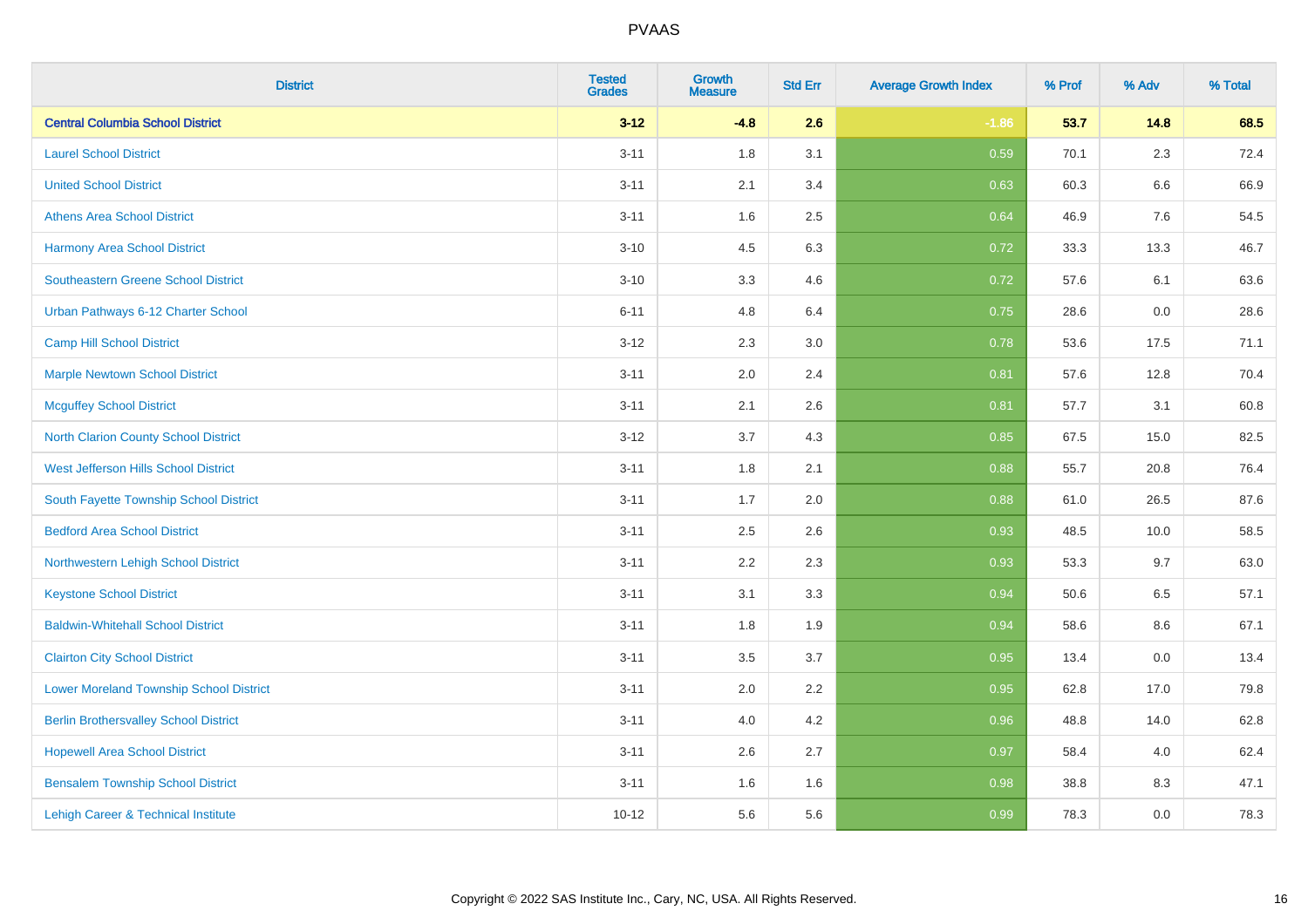# PVAAS

| District | Tested Grades | Growth Measure | Std Err | Average Growth Index | % Prof | % Adv | % Total |
|---|---|---|---|---|---|---|---|
| **Central Columbia School District** | **3-12** | **-4.8** | **2.6** | **-1.86** | **53.7** | **14.8** | **68.5** |
| Laurel School District | 3-11 | 1.8 | 3.1 | 0.59 | 70.1 | 2.3 | 72.4 |
| United School District | 3-11 | 2.1 | 3.4 | 0.63 | 60.3 | 6.6 | 66.9 |
| Athens Area School District | 3-11 | 1.6 | 2.5 | 0.64 | 46.9 | 7.6 | 54.5 |
| Harmony Area School District | 3-10 | 4.5 | 6.3 | 0.72 | 33.3 | 13.3 | 46.7 |
| Southeastern Greene School District | 3-10 | 3.3 | 4.6 | 0.72 | 57.6 | 6.1 | 63.6 |
| Urban Pathways 6-12 Charter School | 6-11 | 4.8 | 6.4 | 0.75 | 28.6 | 0.0 | 28.6 |
| Camp Hill School District | 3-12 | 2.3 | 3.0 | 0.78 | 53.6 | 17.5 | 71.1 |
| Marple Newtown School District | 3-11 | 2.0 | 2.4 | 0.81 | 57.6 | 12.8 | 70.4 |
| Mcguffey School District | 3-11 | 2.1 | 2.6 | 0.81 | 57.7 | 3.1 | 60.8 |
| North Clarion County School District | 3-12 | 3.7 | 4.3 | 0.85 | 67.5 | 15.0 | 82.5 |
| West Jefferson Hills School District | 3-11 | 1.8 | 2.1 | 0.88 | 55.7 | 20.8 | 76.4 |
| South Fayette Township School District | 3-11 | 1.7 | 2.0 | 0.88 | 61.0 | 26.5 | 87.6 |
| Bedford Area School District | 3-11 | 2.5 | 2.6 | 0.93 | 48.5 | 10.0 | 58.5 |
| Northwestern Lehigh School District | 3-11 | 2.2 | 2.3 | 0.93 | 53.3 | 9.7 | 63.0 |
| Keystone School District | 3-11 | 3.1 | 3.3 | 0.94 | 50.6 | 6.5 | 57.1 |
| Baldwin-Whitehall School District | 3-11 | 1.8 | 1.9 | 0.94 | 58.6 | 8.6 | 67.1 |
| Clairton City School District | 3-11 | 3.5 | 3.7 | 0.95 | 13.4 | 0.0 | 13.4 |
| Lower Moreland Township School District | 3-11 | 2.0 | 2.2 | 0.95 | 62.8 | 17.0 | 79.8 |
| Berlin Brothersvalley School District | 3-11 | 4.0 | 4.2 | 0.96 | 48.8 | 14.0 | 62.8 |
| Hopewell Area School District | 3-11 | 2.6 | 2.7 | 0.97 | 58.4 | 4.0 | 62.4 |
| Bensalem Township School District | 3-11 | 1.6 | 1.6 | 0.98 | 38.8 | 8.3 | 47.1 |
| Lehigh Career & Technical Institute | 10-12 | 5.6 | 5.6 | 0.99 | 78.3 | 0.0 | 78.3 |

Copyright © 2022 SAS Institute Inc., Cary, NC, USA. All Rights Reserved.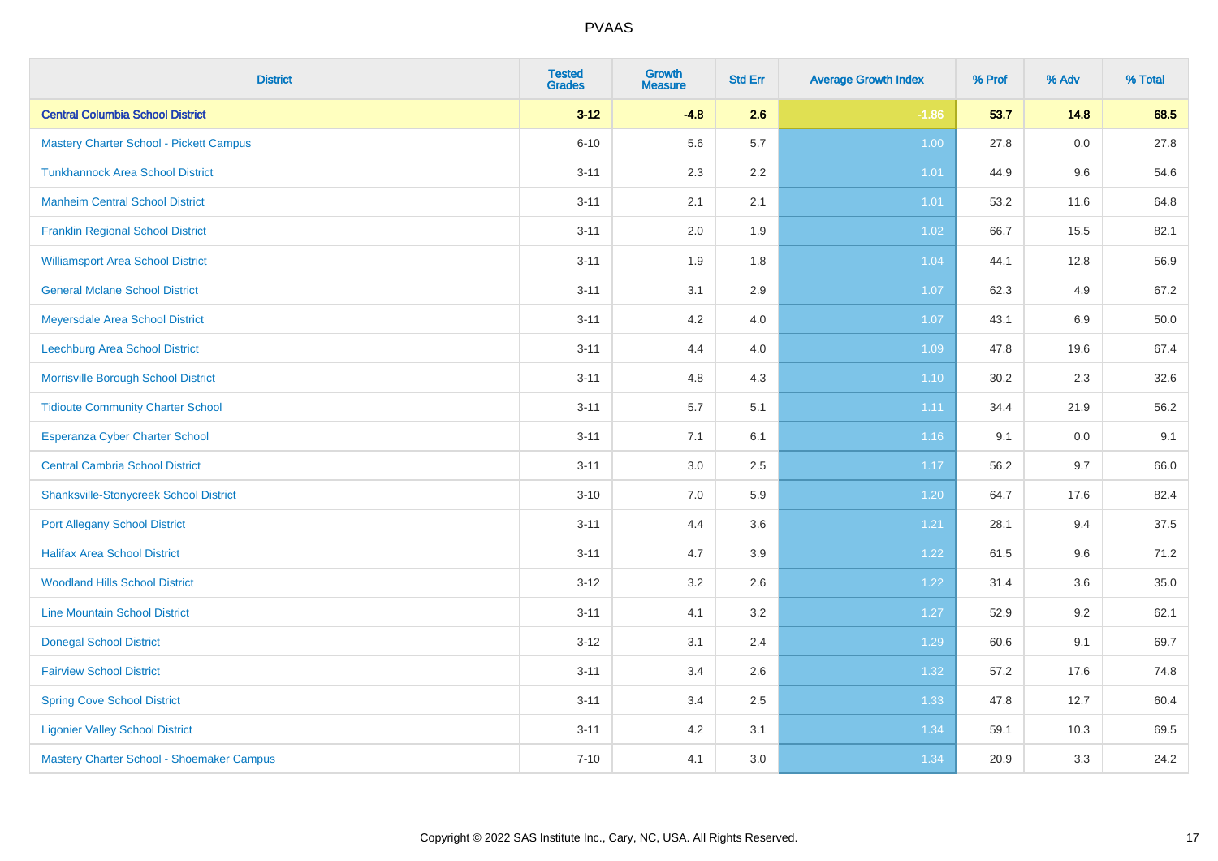# PVAAS

| District | Tested Grades | Growth Measure | Std Err | Average Growth Index | % Prof | % Adv | % Total |
|---|---|---|---|---|---|---|---|
| **Central Columbia School District** | **3-12** | **-4.8** | **2.6** | **-1.86** | **53.7** | **14.8** | **68.5** |
| Mastery Charter School - Pickett Campus | 6-10 | 5.6 | 5.7 | 1.00 | 27.8 | 0.0 | 27.8 |
| Tunkhannock Area School District | 3-11 | 2.3 | 2.2 | 1.01 | 44.9 | 9.6 | 54.6 |
| Manheim Central School District | 3-11 | 2.1 | 2.1 | 1.01 | 53.2 | 11.6 | 64.8 |
| Franklin Regional School District | 3-11 | 2.0 | 1.9 | 1.02 | 66.7 | 15.5 | 82.1 |
| Williamsport Area School District | 3-11 | 1.9 | 1.8 | 1.04 | 44.1 | 12.8 | 56.9 |
| General Mclane School District | 3-11 | 3.1 | 2.9 | 1.07 | 62.3 | 4.9 | 67.2 |
| Meyersdale Area School District | 3-11 | 4.2 | 4.0 | 1.07 | 43.1 | 6.9 | 50.0 |
| Leechburg Area School District | 3-11 | 4.4 | 4.0 | 1.09 | 47.8 | 19.6 | 67.4 |
| Morrisville Borough School District | 3-11 | 4.8 | 4.3 | 1.10 | 30.2 | 2.3 | 32.6 |
| Tidioute Community Charter School | 3-11 | 5.7 | 5.1 | 1.11 | 34.4 | 21.9 | 56.2 |
| Esperanza Cyber Charter School | 3-11 | 7.1 | 6.1 | 1.16 | 9.1 | 0.0 | 9.1 |
| Central Cambria School District | 3-11 | 3.0 | 2.5 | 1.17 | 56.2 | 9.7 | 66.0 |
| Shanksville-Stonycreek School District | 3-10 | 7.0 | 5.9 | 1.20 | 64.7 | 17.6 | 82.4 |
| Port Allegany School District | 3-11 | 4.4 | 3.6 | 1.21 | 28.1 | 9.4 | 37.5 |
| Halifax Area School District | 3-11 | 4.7 | 3.9 | 1.22 | 61.5 | 9.6 | 71.2 |
| Woodland Hills School District | 3-12 | 3.2 | 2.6 | 1.22 | 31.4 | 3.6 | 35.0 |
| Line Mountain School District | 3-11 | 4.1 | 3.2 | 1.27 | 52.9 | 9.2 | 62.1 |
| Donegal School District | 3-12 | 3.1 | 2.4 | 1.29 | 60.6 | 9.1 | 69.7 |
| Fairview School District | 3-11 | 3.4 | 2.6 | 1.32 | 57.2 | 17.6 | 74.8 |
| Spring Cove School District | 3-11 | 3.4 | 2.5 | 1.33 | 47.8 | 12.7 | 60.4 |
| Ligonier Valley School District | 3-11 | 4.2 | 3.1 | 1.34 | 59.1 | 10.3 | 69.5 |
| Mastery Charter School - Shoemaker Campus | 7-10 | 4.1 | 3.0 | 1.34 | 20.9 | 3.3 | 24.2 |

Copyright © 2022 SAS Institute Inc., Cary, NC, USA. All Rights Reserved.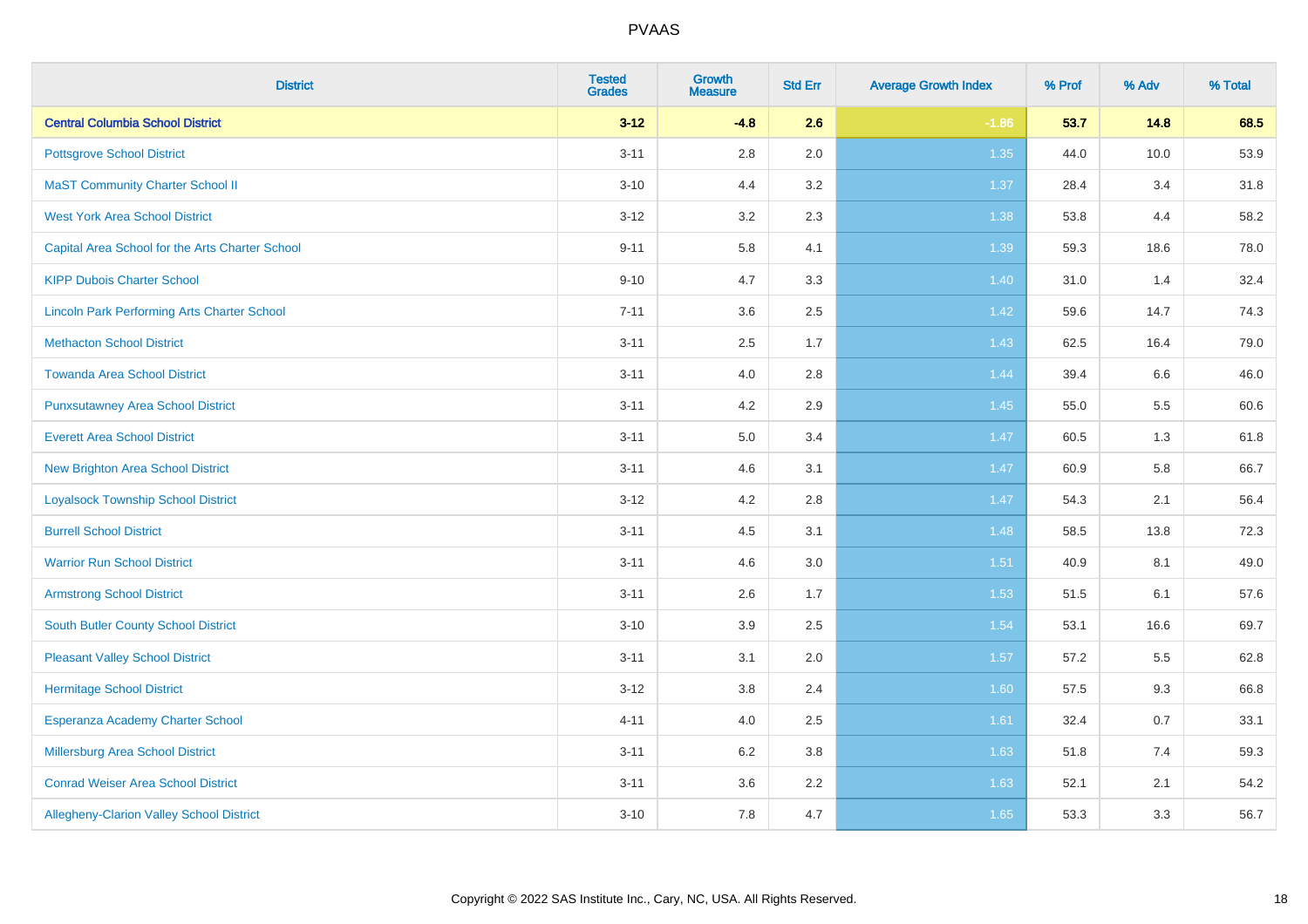# PVAAS

| District | Tested Grades | Growth Measure | Std Err | Average Growth Index | % Prof | % Adv | % Total |
|---|---|---|---|---|---|---|---|
| **Central Columbia School District** | **3-12** | **-4.8** | **2.6** | **-1.86** | **53.7** | **14.8** | **68.5** |
| Pottsgrove School District | 3-11 | 2.8 | 2.0 | 1.35 | 44.0 | 10.0 | 53.9 |
| MaST Community Charter School II | 3-10 | 4.4 | 3.2 | 1.37 | 28.4 | 3.4 | 31.8 |
| West York Area School District | 3-12 | 3.2 | 2.3 | 1.38 | 53.8 | 4.4 | 58.2 |
| Capital Area School for the Arts Charter School | 9-11 | 5.8 | 4.1 | 1.39 | 59.3 | 18.6 | 78.0 |
| KIPP Dubois Charter School | 9-10 | 4.7 | 3.3 | 1.40 | 31.0 | 1.4 | 32.4 |
| Lincoln Park Performing Arts Charter School | 7-11 | 3.6 | 2.5 | 1.42 | 59.6 | 14.7 | 74.3 |
| Methacton School District | 3-11 | 2.5 | 1.7 | 1.43 | 62.5 | 16.4 | 79.0 |
| Towanda Area School District | 3-11 | 4.0 | 2.8 | 1.44 | 39.4 | 6.6 | 46.0 |
| Punxsutawney Area School District | 3-11 | 4.2 | 2.9 | 1.45 | 55.0 | 5.5 | 60.6 |
| Everett Area School District | 3-11 | 5.0 | 3.4 | 1.47 | 60.5 | 1.3 | 61.8 |
| New Brighton Area School District | 3-11 | 4.6 | 3.1 | 1.47 | 60.9 | 5.8 | 66.7 |
| Loyalsock Township School District | 3-12 | 4.2 | 2.8 | 1.47 | 54.3 | 2.1 | 56.4 |
| Burrell School District | 3-11 | 4.5 | 3.1 | 1.48 | 58.5 | 13.8 | 72.3 |
| Warrior Run School District | 3-11 | 4.6 | 3.0 | 1.51 | 40.9 | 8.1 | 49.0 |
| Armstrong School District | 3-11 | 2.6 | 1.7 | 1.53 | 51.5 | 6.1 | 57.6 |
| South Butler County School District | 3-10 | 3.9 | 2.5 | 1.54 | 53.1 | 16.6 | 69.7 |
| Pleasant Valley School District | 3-11 | 3.1 | 2.0 | 1.57 | 57.2 | 5.5 | 62.8 |
| Hermitage School District | 3-12 | 3.8 | 2.4 | 1.60 | 57.5 | 9.3 | 66.8 |
| Esperanza Academy Charter School | 4-11 | 4.0 | 2.5 | 1.61 | 32.4 | 0.7 | 33.1 |
| Millersburg Area School District | 3-11 | 6.2 | 3.8 | 1.63 | 51.8 | 7.4 | 59.3 |
| Conrad Weiser Area School District | 3-11 | 3.6 | 2.2 | 1.63 | 52.1 | 2.1 | 54.2 |
| Allegheny-Clarion Valley School District | 3-10 | 7.8 | 4.7 | 1.65 | 53.3 | 3.3 | 56.7 |

Copyright © 2022 SAS Institute Inc., Cary, NC, USA. All Rights Reserved.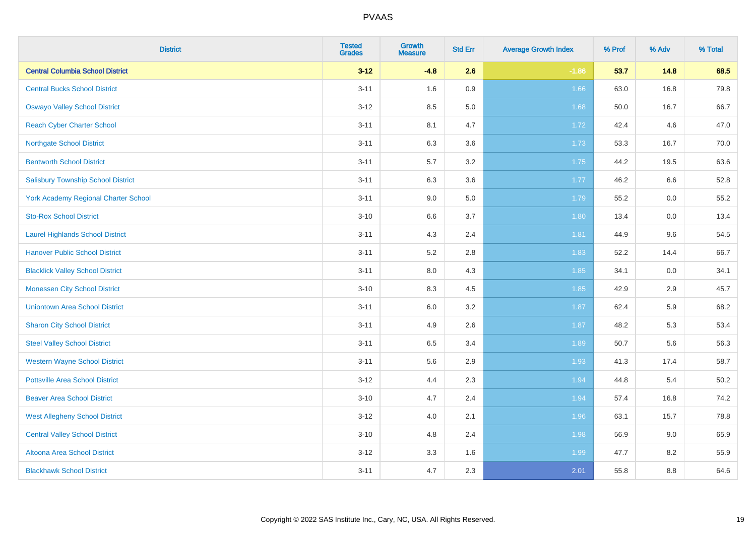| District | Tested Grades | Growth Measure | Std Err | Average Growth Index | % Prof | % Adv | % Total |
|---|---|---|---|---|---|---|---|
| **Central Columbia School District** | **3-12** | **-4.8** | **2.6** | **-1.86** | **53.7** | **14.8** | **68.5** |
| Central Bucks School District | 3-11 | 1.6 | 0.9 | 1.66 | 63.0 | 16.8 | 79.8 |
| Oswayo Valley School District | 3-12 | 8.5 | 5.0 | 1.68 | 50.0 | 16.7 | 66.7 |
| Reach Cyber Charter School | 3-11 | 8.1 | 4.7 | 1.72 | 42.4 | 4.6 | 47.0 |
| Northgate School District | 3-11 | 6.3 | 3.6 | 1.73 | 53.3 | 16.7 | 70.0 |
| Bentworth School District | 3-11 | 5.7 | 3.2 | 1.75 | 44.2 | 19.5 | 63.6 |
| Salisbury Township School District | 3-11 | 6.3 | 3.6 | 1.77 | 46.2 | 6.6 | 52.8 |
| York Academy Regional Charter School | 3-11 | 9.0 | 5.0 | 1.79 | 55.2 | 0.0 | 55.2 |
| Sto-Rox School District | 3-10 | 6.6 | 3.7 | 1.80 | 13.4 | 0.0 | 13.4 |
| Laurel Highlands School District | 3-11 | 4.3 | 2.4 | 1.81 | 44.9 | 9.6 | 54.5 |
| Hanover Public School District | 3-11 | 5.2 | 2.8 | 1.83 | 52.2 | 14.4 | 66.7 |
| Blacklick Valley School District | 3-11 | 8.0 | 4.3 | 1.85 | 34.1 | 0.0 | 34.1 |
| Monessen City School District | 3-10 | 8.3 | 4.5 | 1.85 | 42.9 | 2.9 | 45.7 |
| Uniontown Area School District | 3-11 | 6.0 | 3.2 | 1.87 | 62.4 | 5.9 | 68.2 |
| Sharon City School District | 3-11 | 4.9 | 2.6 | 1.87 | 48.2 | 5.3 | 53.4 |
| Steel Valley School District | 3-11 | 6.5 | 3.4 | 1.89 | 50.7 | 5.6 | 56.3 |
| Western Wayne School District | 3-11 | 5.6 | 2.9 | 1.93 | 41.3 | 17.4 | 58.7 |
| Pottsville Area School District | 3-12 | 4.4 | 2.3 | 1.94 | 44.8 | 5.4 | 50.2 |
| Beaver Area School District | 3-10 | 4.7 | 2.4 | 1.94 | 57.4 | 16.8 | 74.2 |
| West Allegheny School District | 3-12 | 4.0 | 2.1 | 1.96 | 63.1 | 15.7 | 78.8 |
| Central Valley School District | 3-10 | 4.8 | 2.4 | 1.98 | 56.9 | 9.0 | 65.9 |
| Altoona Area School District | 3-12 | 3.3 | 1.6 | 1.99 | 47.7 | 8.2 | 55.9 |
| Blackhawk School District | 3-11 | 4.7 | 2.3 | 2.01 | 55.8 | 8.8 | 64.6 |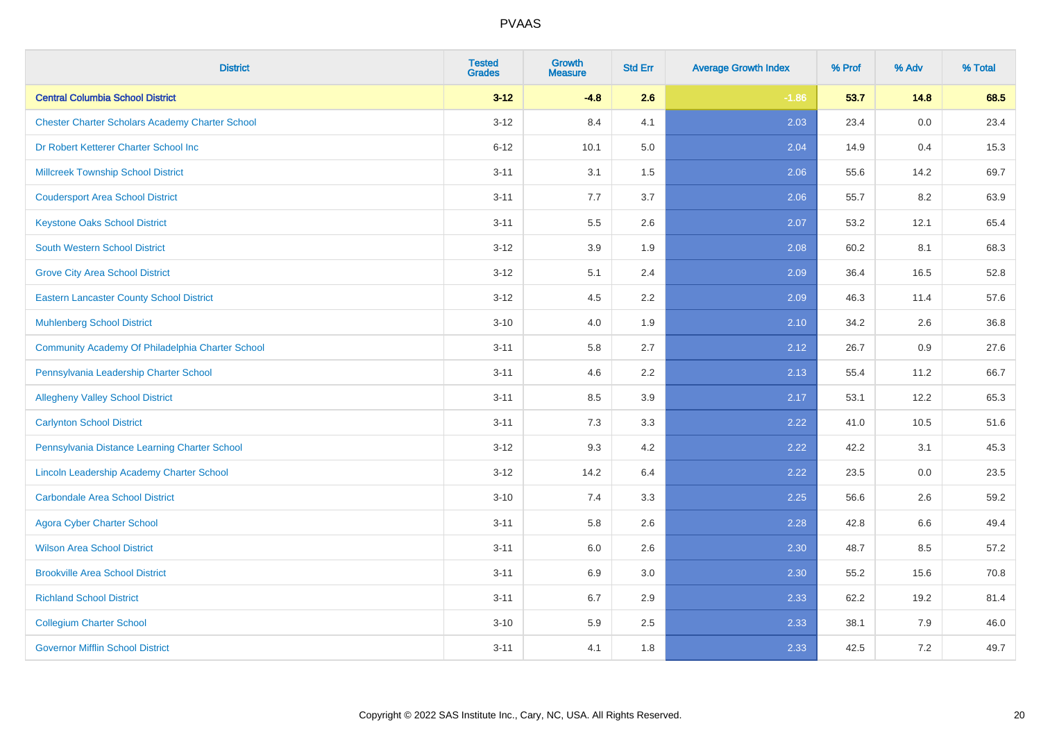PVAAS

| District | Tested Grades | Growth Measure | Std Err | Average Growth Index | % Prof | % Adv | % Total |
|---|---|---|---|---|---|---|---|
| **Central Columbia School District** | **3-12** | **-4.8** | **2.6** | **-1.86** | **53.7** | **14.8** | **68.5** |
| Chester Charter Scholars Academy Charter School | 3-12 | 8.4 | 4.1 | 2.03 | 23.4 | 0.0 | 23.4 |
| Dr Robert Ketterer Charter School Inc | 6-12 | 10.1 | 5.0 | 2.04 | 14.9 | 0.4 | 15.3 |
| Millcreek Township School District | 3-11 | 3.1 | 1.5 | 2.06 | 55.6 | 14.2 | 69.7 |
| Coudersport Area School District | 3-11 | 7.7 | 3.7 | 2.06 | 55.7 | 8.2 | 63.9 |
| Keystone Oaks School District | 3-11 | 5.5 | 2.6 | 2.07 | 53.2 | 12.1 | 65.4 |
| South Western School District | 3-12 | 3.9 | 1.9 | 2.08 | 60.2 | 8.1 | 68.3 |
| Grove City Area School District | 3-12 | 5.1 | 2.4 | 2.09 | 36.4 | 16.5 | 52.8 |
| Eastern Lancaster County School District | 3-12 | 4.5 | 2.2 | 2.09 | 46.3 | 11.4 | 57.6 |
| Muhlenberg School District | 3-10 | 4.0 | 1.9 | 2.10 | 34.2 | 2.6 | 36.8 |
| Community Academy Of Philadelphia Charter School | 3-11 | 5.8 | 2.7 | 2.12 | 26.7 | 0.9 | 27.6 |
| Pennsylvania Leadership Charter School | 3-11 | 4.6 | 2.2 | 2.13 | 55.4 | 11.2 | 66.7 |
| Allegheny Valley School District | 3-11 | 8.5 | 3.9 | 2.17 | 53.1 | 12.2 | 65.3 |
| Carlynton School District | 3-11 | 7.3 | 3.3 | 2.22 | 41.0 | 10.5 | 51.6 |
| Pennsylvania Distance Learning Charter School | 3-12 | 9.3 | 4.2 | 2.22 | 42.2 | 3.1 | 45.3 |
| Lincoln Leadership Academy Charter School | 3-12 | 14.2 | 6.4 | 2.22 | 23.5 | 0.0 | 23.5 |
| Carbondale Area School District | 3-10 | 7.4 | 3.3 | 2.25 | 56.6 | 2.6 | 59.2 |
| Agora Cyber Charter School | 3-11 | 5.8 | 2.6 | 2.28 | 42.8 | 6.6 | 49.4 |
| Wilson Area School District | 3-11 | 6.0 | 2.6 | 2.30 | 48.7 | 8.5 | 57.2 |
| Brookville Area School District | 3-11 | 6.9 | 3.0 | 2.30 | 55.2 | 15.6 | 70.8 |
| Richland School District | 3-11 | 6.7 | 2.9 | 2.33 | 62.2 | 19.2 | 81.4 |
| Collegium Charter School | 3-10 | 5.9 | 2.5 | 2.33 | 38.1 | 7.9 | 46.0 |
| Governor Mifflin School District | 3-11 | 4.1 | 1.8 | 2.33 | 42.5 | 7.2 | 49.7 |

Copyright © 2022 SAS Institute Inc., Cary, NC, USA. All Rights Reserved.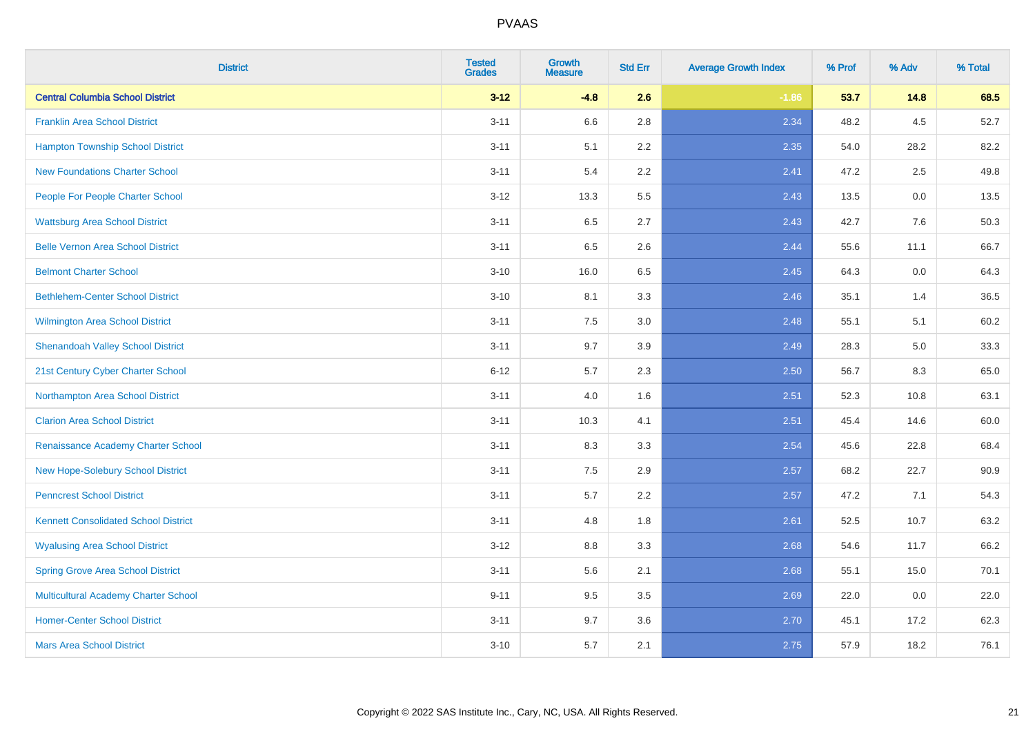| District | Tested Grades | Growth Measure | Std Err | Average Growth Index | % Prof | % Adv | % Total |
|---|---|---|---|---|---|---|---|
| **Central Columbia School District** | **3-12** | **-4.8** | **2.6** | **-1.86** | **53.7** | **14.8** | **68.5** |
| Franklin Area School District | 3-11 | 6.6 | 2.8 | 2.34 | 48.2 | 4.5 | 52.7 |
| Hampton Township School District | 3-11 | 5.1 | 2.2 | 2.35 | 54.0 | 28.2 | 82.2 |
| New Foundations Charter School | 3-11 | 5.4 | 2.2 | 2.41 | 47.2 | 2.5 | 49.8 |
| People For People Charter School | 3-12 | 13.3 | 5.5 | 2.43 | 13.5 | 0.0 | 13.5 |
| Wattsburg Area School District | 3-11 | 6.5 | 2.7 | 2.43 | 42.7 | 7.6 | 50.3 |
| Belle Vernon Area School District | 3-11 | 6.5 | 2.6 | 2.44 | 55.6 | 11.1 | 66.7 |
| Belmont Charter School | 3-10 | 16.0 | 6.5 | 2.45 | 64.3 | 0.0 | 64.3 |
| Bethlehem-Center School District | 3-10 | 8.1 | 3.3 | 2.46 | 35.1 | 1.4 | 36.5 |
| Wilmington Area School District | 3-11 | 7.5 | 3.0 | 2.48 | 55.1 | 5.1 | 60.2 |
| Shenandoah Valley School District | 3-11 | 9.7 | 3.9 | 2.49 | 28.3 | 5.0 | 33.3 |
| 21st Century Cyber Charter School | 6-12 | 5.7 | 2.3 | 2.50 | 56.7 | 8.3 | 65.0 |
| Northampton Area School District | 3-11 | 4.0 | 1.6 | 2.51 | 52.3 | 10.8 | 63.1 |
| Clarion Area School District | 3-11 | 10.3 | 4.1 | 2.51 | 45.4 | 14.6 | 60.0 |
| Renaissance Academy Charter School | 3-11 | 8.3 | 3.3 | 2.54 | 45.6 | 22.8 | 68.4 |
| New Hope-Solebury School District | 3-11 | 7.5 | 2.9 | 2.57 | 68.2 | 22.7 | 90.9 |
| Penncrest School District | 3-11 | 5.7 | 2.2 | 2.57 | 47.2 | 7.1 | 54.3 |
| Kennett Consolidated School District | 3-11 | 4.8 | 1.8 | 2.61 | 52.5 | 10.7 | 63.2 |
| Wyalusing Area School District | 3-12 | 8.8 | 3.3 | 2.68 | 54.6 | 11.7 | 66.2 |
| Spring Grove Area School District | 3-11 | 5.6 | 2.1 | 2.68 | 55.1 | 15.0 | 70.1 |
| Multicultural Academy Charter School | 9-11 | 9.5 | 3.5 | 2.69 | 22.0 | 0.0 | 22.0 |
| Homer-Center School District | 3-11 | 9.7 | 3.6 | 2.70 | 45.1 | 17.2 | 62.3 |
| Mars Area School District | 3-10 | 5.7 | 2.1 | 2.75 | 57.9 | 18.2 | 76.1 |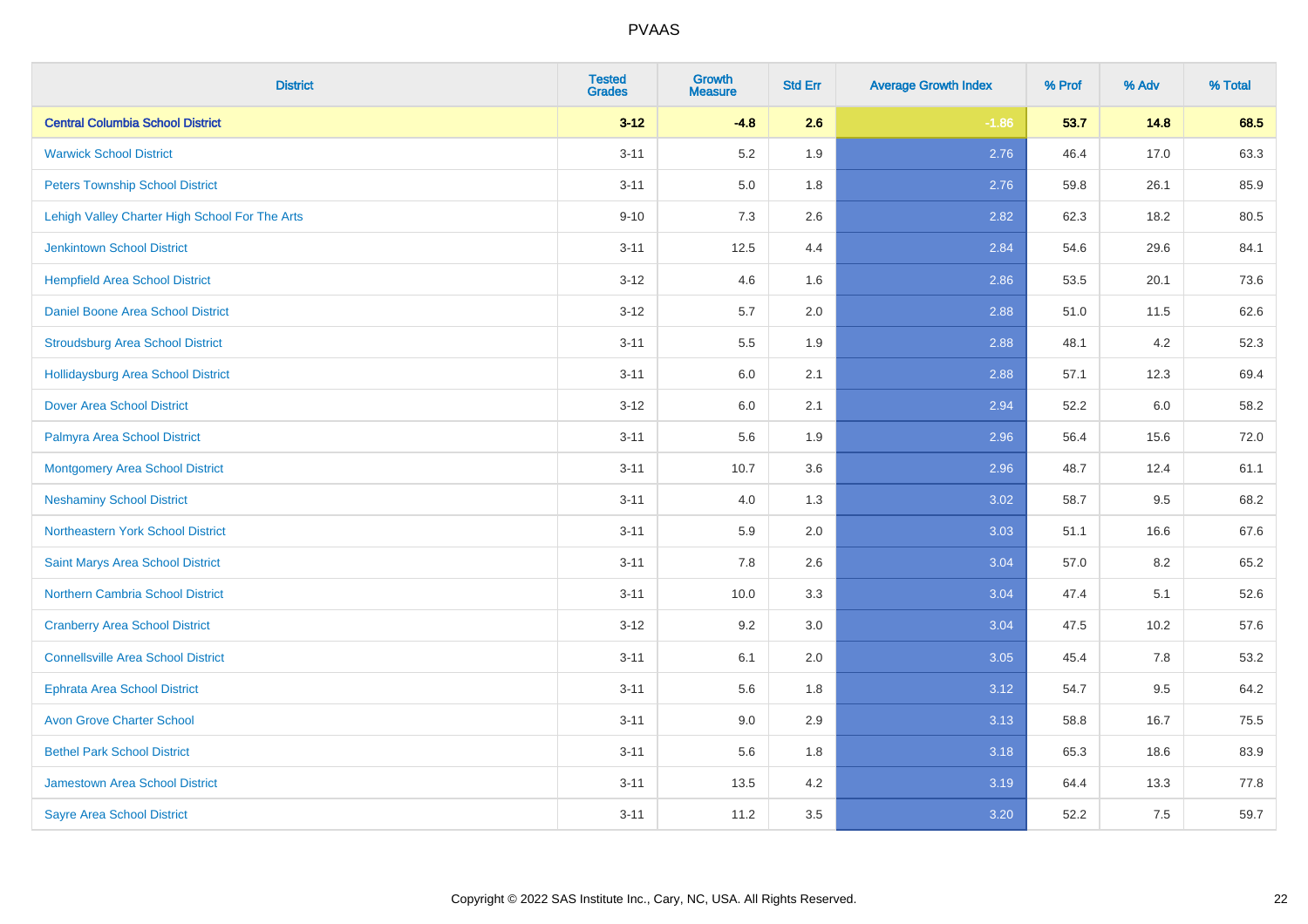# PVAAS

| District | Tested Grades | Growth Measure | Std Err | Average Growth Index | % Prof | % Adv | % Total |
|---|---|---|---|---|---|---|---|
| **Central Columbia School District** | **3-12** | **-4.8** | **2.6** | **-1.86** | **53.7** | **14.8** | **68.5** |
| Warwick School District | 3-11 | 5.2 | 1.9 | 2.76 | 46.4 | 17.0 | 63.3 |
| Peters Township School District | 3-11 | 5.0 | 1.8 | 2.76 | 59.8 | 26.1 | 85.9 |
| Lehigh Valley Charter High School For The Arts | 9-10 | 7.3 | 2.6 | 2.82 | 62.3 | 18.2 | 80.5 |
| Jenkintown School District | 3-11 | 12.5 | 4.4 | 2.84 | 54.6 | 29.6 | 84.1 |
| Hempfield Area School District | 3-12 | 4.6 | 1.6 | 2.86 | 53.5 | 20.1 | 73.6 |
| Daniel Boone Area School District | 3-12 | 5.7 | 2.0 | 2.88 | 51.0 | 11.5 | 62.6 |
| Stroudsburg Area School District | 3-11 | 5.5 | 1.9 | 2.88 | 48.1 | 4.2 | 52.3 |
| Hollidaysburg Area School District | 3-11 | 6.0 | 2.1 | 2.88 | 57.1 | 12.3 | 69.4 |
| Dover Area School District | 3-12 | 6.0 | 2.1 | 2.94 | 52.2 | 6.0 | 58.2 |
| Palmyra Area School District | 3-11 | 5.6 | 1.9 | 2.96 | 56.4 | 15.6 | 72.0 |
| Montgomery Area School District | 3-11 | 10.7 | 3.6 | 2.96 | 48.7 | 12.4 | 61.1 |
| Neshaminy School District | 3-11 | 4.0 | 1.3 | 3.02 | 58.7 | 9.5 | 68.2 |
| Northeastern York School District | 3-11 | 5.9 | 2.0 | 3.03 | 51.1 | 16.6 | 67.6 |
| Saint Marys Area School District | 3-11 | 7.8 | 2.6 | 3.04 | 57.0 | 8.2 | 65.2 |
| Northern Cambria School District | 3-11 | 10.0 | 3.3 | 3.04 | 47.4 | 5.1 | 52.6 |
| Cranberry Area School District | 3-12 | 9.2 | 3.0 | 3.04 | 47.5 | 10.2 | 57.6 |
| Connellsville Area School District | 3-11 | 6.1 | 2.0 | 3.05 | 45.4 | 7.8 | 53.2 |
| Ephrata Area School District | 3-11 | 5.6 | 1.8 | 3.12 | 54.7 | 9.5 | 64.2 |
| Avon Grove Charter School | 3-11 | 9.0 | 2.9 | 3.13 | 58.8 | 16.7 | 75.5 |
| Bethel Park School District | 3-11 | 5.6 | 1.8 | 3.18 | 65.3 | 18.6 | 83.9 |
| Jamestown Area School District | 3-11 | 13.5 | 4.2 | 3.19 | 64.4 | 13.3 | 77.8 |
| Sayre Area School District | 3-11 | 11.2 | 3.5 | 3.20 | 52.2 | 7.5 | 59.7 |

Copyright © 2022 SAS Institute Inc., Cary, NC, USA. All Rights Reserved.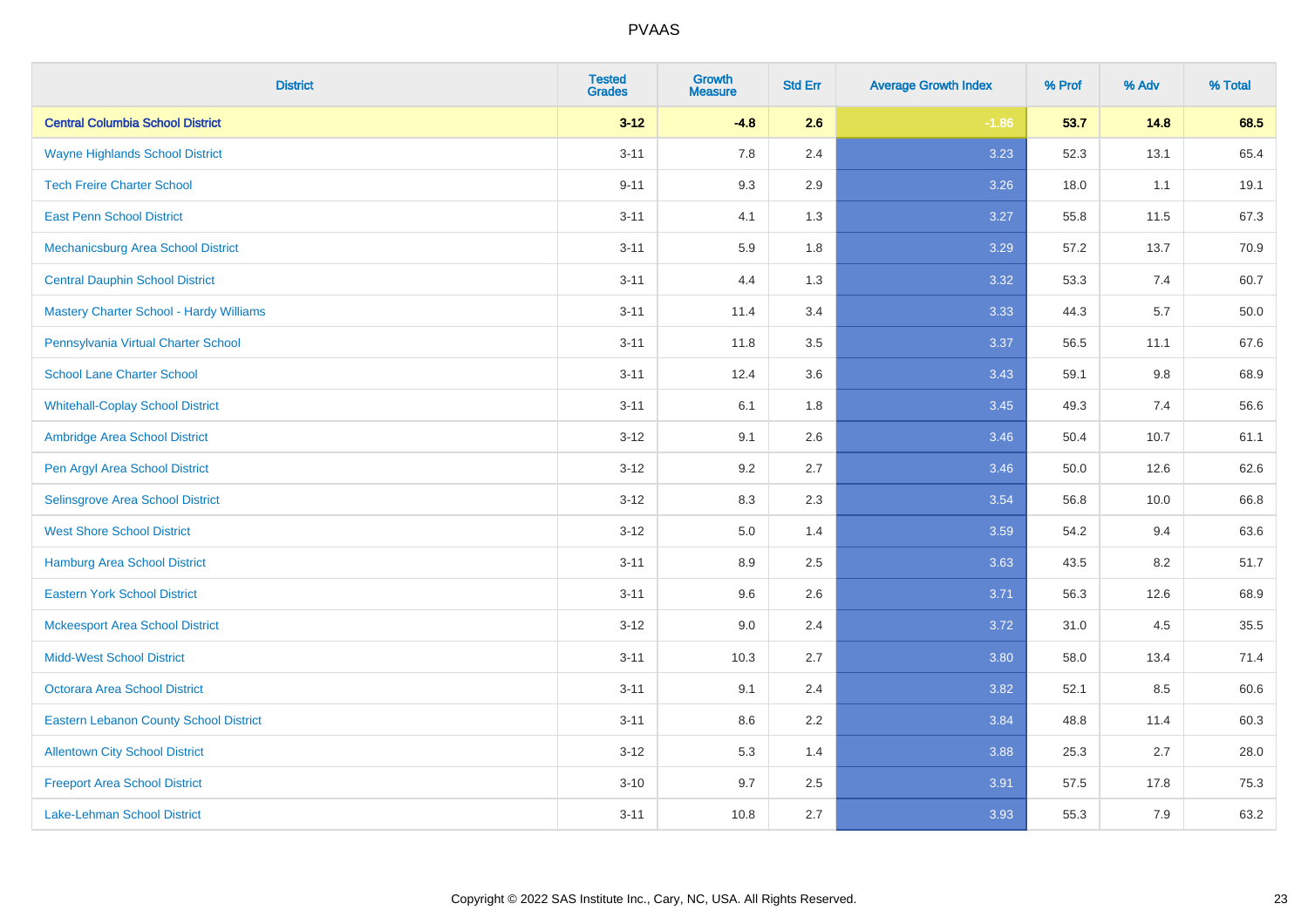# PVAAS

| District | Tested Grades | Growth Measure | Std Err | Average Growth Index | % Prof | % Adv | % Total |
|---|---|---|---|---|---|---|---|
| **Central Columbia School District** | **3-12** | **-4.8** | **2.6** | **-1.86** | **53.7** | **14.8** | **68.5** |
| Wayne Highlands School District | 3-11 | 7.8 | 2.4 | 3.23 | 52.3 | 13.1 | 65.4 |
| Tech Freire Charter School | 9-11 | 9.3 | 2.9 | 3.26 | 18.0 | 1.1 | 19.1 |
| East Penn School District | 3-11 | 4.1 | 1.3 | 3.27 | 55.8 | 11.5 | 67.3 |
| Mechanicsburg Area School District | 3-11 | 5.9 | 1.8 | 3.29 | 57.2 | 13.7 | 70.9 |
| Central Dauphin School District | 3-11 | 4.4 | 1.3 | 3.32 | 53.3 | 7.4 | 60.7 |
| Mastery Charter School - Hardy Williams | 3-11 | 11.4 | 3.4 | 3.33 | 44.3 | 5.7 | 50.0 |
| Pennsylvania Virtual Charter School | 3-11 | 11.8 | 3.5 | 3.37 | 56.5 | 11.1 | 67.6 |
| School Lane Charter School | 3-11 | 12.4 | 3.6 | 3.43 | 59.1 | 9.8 | 68.9 |
| Whitehall-Coplay School District | 3-11 | 6.1 | 1.8 | 3.45 | 49.3 | 7.4 | 56.6 |
| Ambridge Area School District | 3-12 | 9.1 | 2.6 | 3.46 | 50.4 | 10.7 | 61.1 |
| Pen Argyl Area School District | 3-12 | 9.2 | 2.7 | 3.46 | 50.0 | 12.6 | 62.6 |
| Selinsgrove Area School District | 3-12 | 8.3 | 2.3 | 3.54 | 56.8 | 10.0 | 66.8 |
| West Shore School District | 3-12 | 5.0 | 1.4 | 3.59 | 54.2 | 9.4 | 63.6 |
| Hamburg Area School District | 3-11 | 8.9 | 2.5 | 3.63 | 43.5 | 8.2 | 51.7 |
| Eastern York School District | 3-11 | 9.6 | 2.6 | 3.71 | 56.3 | 12.6 | 68.9 |
| Mckeesport Area School District | 3-12 | 9.0 | 2.4 | 3.72 | 31.0 | 4.5 | 35.5 |
| Midd-West School District | 3-11 | 10.3 | 2.7 | 3.80 | 58.0 | 13.4 | 71.4 |
| Octorara Area School District | 3-11 | 9.1 | 2.4 | 3.82 | 52.1 | 8.5 | 60.6 |
| Eastern Lebanon County School District | 3-11 | 8.6 | 2.2 | 3.84 | 48.8 | 11.4 | 60.3 |
| Allentown City School District | 3-12 | 5.3 | 1.4 | 3.88 | 25.3 | 2.7 | 28.0 |
| Freeport Area School District | 3-10 | 9.7 | 2.5 | 3.91 | 57.5 | 17.8 | 75.3 |
| Lake-Lehman School District | 3-11 | 10.8 | 2.7 | 3.93 | 55.3 | 7.9 | 63.2 |

Copyright © 2022 SAS Institute Inc., Cary, NC, USA. All Rights Reserved.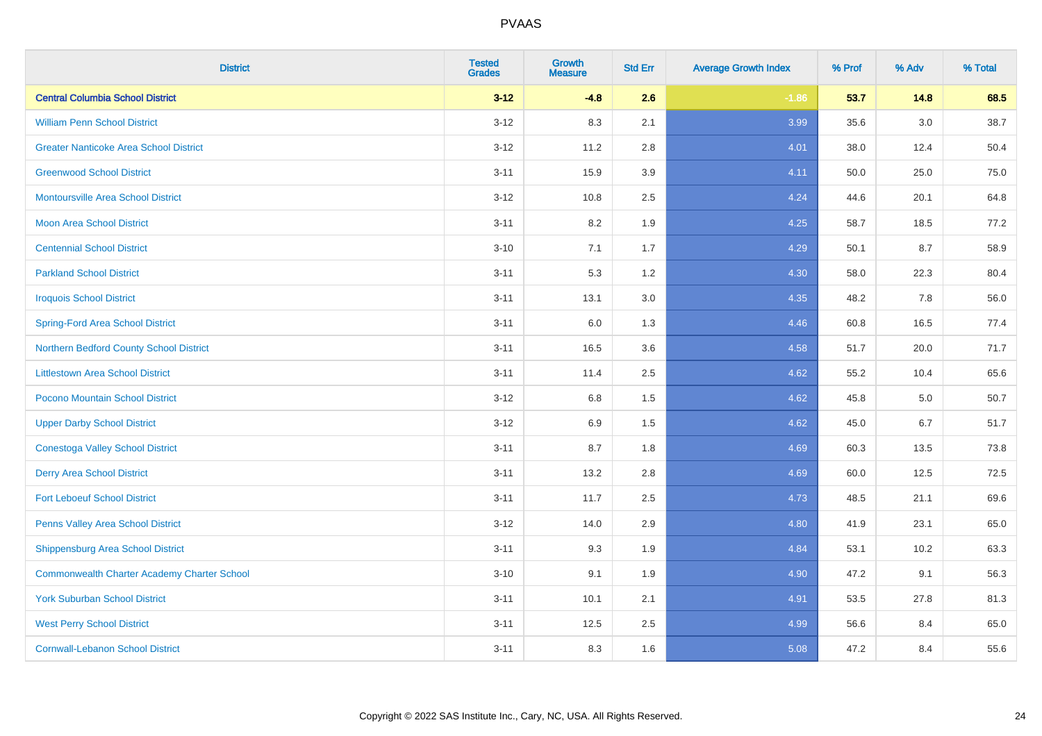# PVAAS

| District | Tested Grades | Growth Measure | Std Err | Average Growth Index | % Prof | % Adv | % Total |
|---|---|---|---|---|---|---|---|
| **Central Columbia School District** | **3-12** | **-4.8** | **2.6** | **-1.86** | **53.7** | **14.8** | **68.5** |
| William Penn School District | 3-12 | 8.3 | 2.1 | 3.99 | 35.6 | 3.0 | 38.7 |
| Greater Nanticoke Area School District | 3-12 | 11.2 | 2.8 | 4.01 | 38.0 | 12.4 | 50.4 |
| Greenwood School District | 3-11 | 15.9 | 3.9 | 4.11 | 50.0 | 25.0 | 75.0 |
| Montoursville Area School District | 3-12 | 10.8 | 2.5 | 4.24 | 44.6 | 20.1 | 64.8 |
| Moon Area School District | 3-11 | 8.2 | 1.9 | 4.25 | 58.7 | 18.5 | 77.2 |
| Centennial School District | 3-10 | 7.1 | 1.7 | 4.29 | 50.1 | 8.7 | 58.9 |
| Parkland School District | 3-11 | 5.3 | 1.2 | 4.30 | 58.0 | 22.3 | 80.4 |
| Iroquois School District | 3-11 | 13.1 | 3.0 | 4.35 | 48.2 | 7.8 | 56.0 |
| Spring-Ford Area School District | 3-11 | 6.0 | 1.3 | 4.46 | 60.8 | 16.5 | 77.4 |
| Northern Bedford County School District | 3-11 | 16.5 | 3.6 | 4.58 | 51.7 | 20.0 | 71.7 |
| Littlestown Area School District | 3-11 | 11.4 | 2.5 | 4.62 | 55.2 | 10.4 | 65.6 |
| Pocono Mountain School District | 3-12 | 6.8 | 1.5 | 4.62 | 45.8 | 5.0 | 50.7 |
| Upper Darby School District | 3-12 | 6.9 | 1.5 | 4.62 | 45.0 | 6.7 | 51.7 |
| Conestoga Valley School District | 3-11 | 8.7 | 1.8 | 4.69 | 60.3 | 13.5 | 73.8 |
| Derry Area School District | 3-11 | 13.2 | 2.8 | 4.69 | 60.0 | 12.5 | 72.5 |
| Fort Leboeuf School District | 3-11 | 11.7 | 2.5 | 4.73 | 48.5 | 21.1 | 69.6 |
| Penns Valley Area School District | 3-12 | 14.0 | 2.9 | 4.80 | 41.9 | 23.1 | 65.0 |
| Shippensburg Area School District | 3-11 | 9.3 | 1.9 | 4.84 | 53.1 | 10.2 | 63.3 |
| Commonwealth Charter Academy Charter School | 3-10 | 9.1 | 1.9 | 4.90 | 47.2 | 9.1 | 56.3 |
| York Suburban School District | 3-11 | 10.1 | 2.1 | 4.91 | 53.5 | 27.8 | 81.3 |
| West Perry School District | 3-11 | 12.5 | 2.5 | 4.99 | 56.6 | 8.4 | 65.0 |
| Cornwall-Lebanon School District | 3-11 | 8.3 | 1.6 | 5.08 | 47.2 | 8.4 | 55.6 |

Copyright © 2022 SAS Institute Inc., Cary, NC, USA. All Rights Reserved.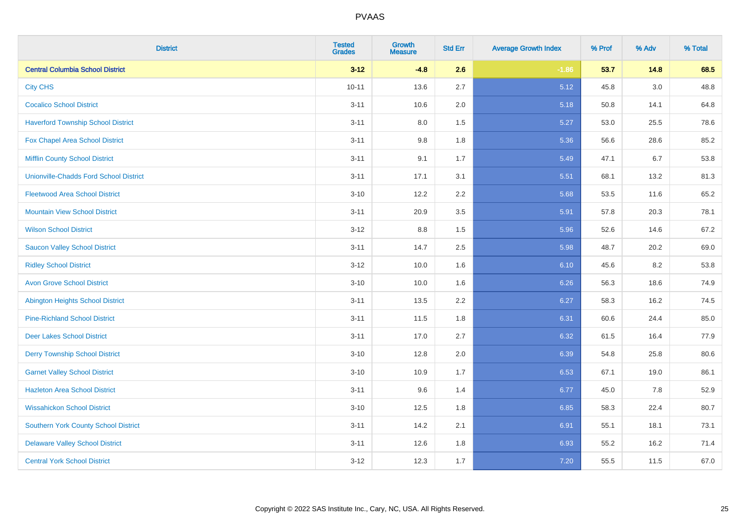| District | Tested Grades | Growth Measure | Std Err | Average Growth Index | % Prof | % Adv | % Total |
|---|---|---|---|---|---|---|---|
| **Central Columbia School District** | **3-12** | **-4.8** | **2.6** | **-1.86** | **53.7** | **14.8** | **68.5** |
| City CHS | 10-11 | 13.6 | 2.7 | 5.12 | 45.8 | 3.0 | 48.8 |
| Cocalico School District | 3-11 | 10.6 | 2.0 | 5.18 | 50.8 | 14.1 | 64.8 |
| Haverford Township School District | 3-11 | 8.0 | 1.5 | 5.27 | 53.0 | 25.5 | 78.6 |
| Fox Chapel Area School District | 3-11 | 9.8 | 1.8 | 5.36 | 56.6 | 28.6 | 85.2 |
| Mifflin County School District | 3-11 | 9.1 | 1.7 | 5.49 | 47.1 | 6.7 | 53.8 |
| Unionville-Chadds Ford School District | 3-11 | 17.1 | 3.1 | 5.51 | 68.1 | 13.2 | 81.3 |
| Fleetwood Area School District | 3-10 | 12.2 | 2.2 | 5.68 | 53.5 | 11.6 | 65.2 |
| Mountain View School District | 3-11 | 20.9 | 3.5 | 5.91 | 57.8 | 20.3 | 78.1 |
| Wilson School District | 3-12 | 8.8 | 1.5 | 5.96 | 52.6 | 14.6 | 67.2 |
| Saucon Valley School District | 3-11 | 14.7 | 2.5 | 5.98 | 48.7 | 20.2 | 69.0 |
| Ridley School District | 3-12 | 10.0 | 1.6 | 6.10 | 45.6 | 8.2 | 53.8 |
| Avon Grove School District | 3-10 | 10.0 | 1.6 | 6.26 | 56.3 | 18.6 | 74.9 |
| Abington Heights School District | 3-11 | 13.5 | 2.2 | 6.27 | 58.3 | 16.2 | 74.5 |
| Pine-Richland School District | 3-11 | 11.5 | 1.8 | 6.31 | 60.6 | 24.4 | 85.0 |
| Deer Lakes School District | 3-11 | 17.0 | 2.7 | 6.32 | 61.5 | 16.4 | 77.9 |
| Derry Township School District | 3-10 | 12.8 | 2.0 | 6.39 | 54.8 | 25.8 | 80.6 |
| Garnet Valley School District | 3-10 | 10.9 | 1.7 | 6.53 | 67.1 | 19.0 | 86.1 |
| Hazleton Area School District | 3-11 | 9.6 | 1.4 | 6.77 | 45.0 | 7.8 | 52.9 |
| Wissahickon School District | 3-10 | 12.5 | 1.8 | 6.85 | 58.3 | 22.4 | 80.7 |
| Southern York County School District | 3-11 | 14.2 | 2.1 | 6.91 | 55.1 | 18.1 | 73.1 |
| Delaware Valley School District | 3-11 | 12.6 | 1.8 | 6.93 | 55.2 | 16.2 | 71.4 |
| Central York School District | 3-12 | 12.3 | 1.7 | 7.20 | 55.5 | 11.5 | 67.0 |

Copyright © 2022 SAS Institute Inc., Cary, NC, USA. All Rights Reserved.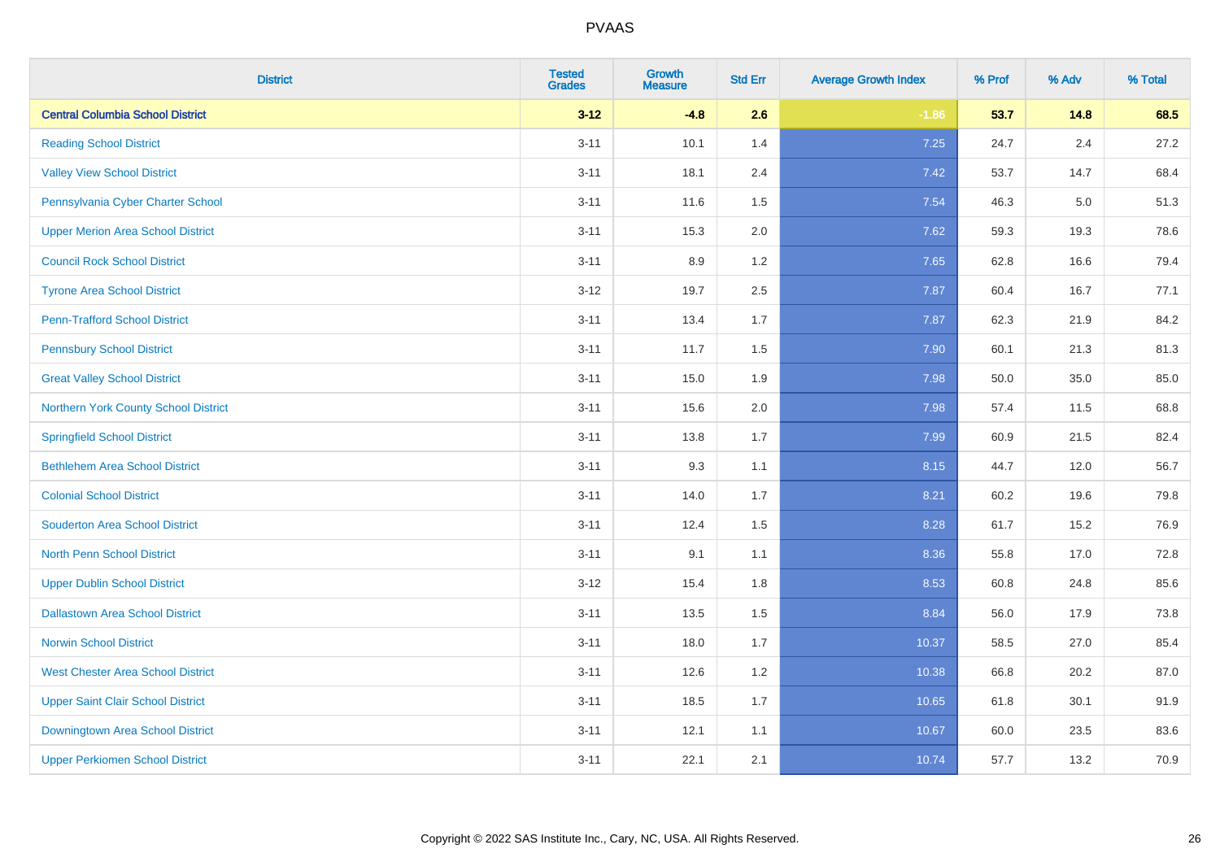| District | Tested Grades | Growth Measure | Std Err | Average Growth Index | % Prof | % Adv | % Total |
|---|---|---|---|---|---|---|---|
| **Central Columbia School District** | **3-12** | **-4.8** | **2.6** | **-1.86** | **53.7** | **14.8** | **68.5** |
| Reading School District | 3-11 | 10.1 | 1.4 | 7.25 | 24.7 | 2.4 | 27.2 |
| Valley View School District | 3-11 | 18.1 | 2.4 | 7.42 | 53.7 | 14.7 | 68.4 |
| Pennsylvania Cyber Charter School | 3-11 | 11.6 | 1.5 | 7.54 | 46.3 | 5.0 | 51.3 |
| Upper Merion Area School District | 3-11 | 15.3 | 2.0 | 7.62 | 59.3 | 19.3 | 78.6 |
| Council Rock School District | 3-11 | 8.9 | 1.2 | 7.65 | 62.8 | 16.6 | 79.4 |
| Tyrone Area School District | 3-12 | 19.7 | 2.5 | 7.87 | 60.4 | 16.7 | 77.1 |
| Penn-Trafford School District | 3-11 | 13.4 | 1.7 | 7.87 | 62.3 | 21.9 | 84.2 |
| Pennsbury School District | 3-11 | 11.7 | 1.5 | 7.90 | 60.1 | 21.3 | 81.3 |
| Great Valley School District | 3-11 | 15.0 | 1.9 | 7.98 | 50.0 | 35.0 | 85.0 |
| Northern York County School District | 3-11 | 15.6 | 2.0 | 7.98 | 57.4 | 11.5 | 68.8 |
| Springfield School District | 3-11 | 13.8 | 1.7 | 7.99 | 60.9 | 21.5 | 82.4 |
| Bethlehem Area School District | 3-11 | 9.3 | 1.1 | 8.15 | 44.7 | 12.0 | 56.7 |
| Colonial School District | 3-11 | 14.0 | 1.7 | 8.21 | 60.2 | 19.6 | 79.8 |
| Souderton Area School District | 3-11 | 12.4 | 1.5 | 8.28 | 61.7 | 15.2 | 76.9 |
| North Penn School District | 3-11 | 9.1 | 1.1 | 8.36 | 55.8 | 17.0 | 72.8 |
| Upper Dublin School District | 3-12 | 15.4 | 1.8 | 8.53 | 60.8 | 24.8 | 85.6 |
| Dallastown Area School District | 3-11 | 13.5 | 1.5 | 8.84 | 56.0 | 17.9 | 73.8 |
| Norwin School District | 3-11 | 18.0 | 1.7 | 10.37 | 58.5 | 27.0 | 85.4 |
| West Chester Area School District | 3-11 | 12.6 | 1.2 | 10.38 | 66.8 | 20.2 | 87.0 |
| Upper Saint Clair School District | 3-11 | 18.5 | 1.7 | 10.65 | 61.8 | 30.1 | 91.9 |
| Downingtown Area School District | 3-11 | 12.1 | 1.1 | 10.67 | 60.0 | 23.5 | 83.6 |
| Upper Perkiomen School District | 3-11 | 22.1 | 2.1 | 10.74 | 57.7 | 13.2 | 70.9 |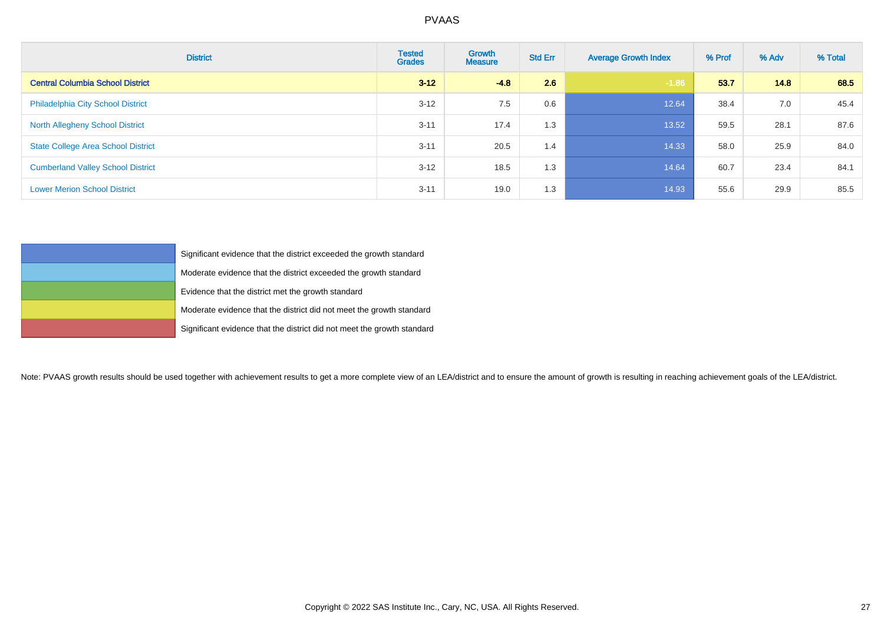# PVAAS

| District | Tested Grades | Growth Measure | Std Err | Average Growth Index | % Prof | % Adv | % Total |
|---|---|---|---|---|---|---|---|
| **Central Columbia School District** | **3-12** | **-4.8** | **2.6** | **-1.86** | **53.7** | **14.8** | **68.5** |
| Philadelphia City School District | 3-12 | 7.5 | 0.6 | 12.64 | 38.4 | 7.0 | 45.4 |
| North Allegheny School District | 3-11 | 17.4 | 1.3 | 13.52 | 59.5 | 28.1 | 87.6 |
| State College Area School District | 3-11 | 20.5 | 1.4 | 14.33 | 58.0 | 25.9 | 84.0 |
| Cumberland Valley School District | 3-12 | 18.5 | 1.3 | 14.64 | 60.7 | 23.4 | 84.1 |
| Lower Merion School District | 3-11 | 19.0 | 1.3 | 14.93 | 55.6 | 29.9 | 85.5 |

- Significant evidence that the district exceeded the growth standard
- Moderate evidence that the district exceeded the growth standard
- Evidence that the district met the growth standard
- Moderate evidence that the district did not meet the growth standard
- Significant evidence that the district did not meet the growth standard

Note: PVAAS growth results should be used together with achievement results to get a more complete view of an LEA/district and to ensure the amount of growth is resulting in reaching achievement goals of the LEA/district.

Copyright © 2022 SAS Institute Inc., Cary, NC, USA. All Rights Reserved.